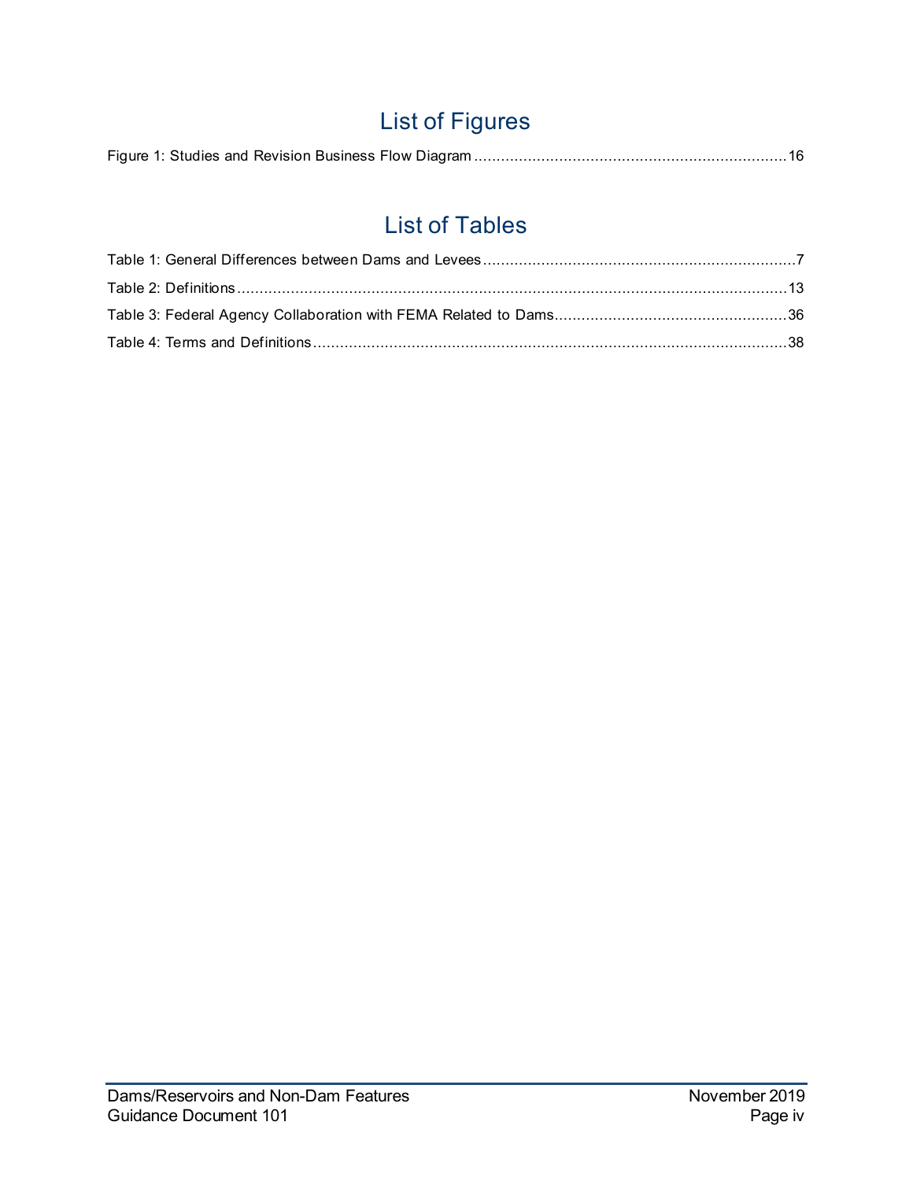# List of Figures

Figure 1: Studies and Revision Business Flow Diagram ..................................................................... 16

# List of Tables

Table 1: General Differences between Dams and Levees ..................................................................... 7

Table 2: Definitions ......................................................................................................................... 13

Table 3: Federal Agency Collaboration with FEMA Related to Dams ................................................... 36

Table 4: Terms and Definitions ......................................................................................................... 38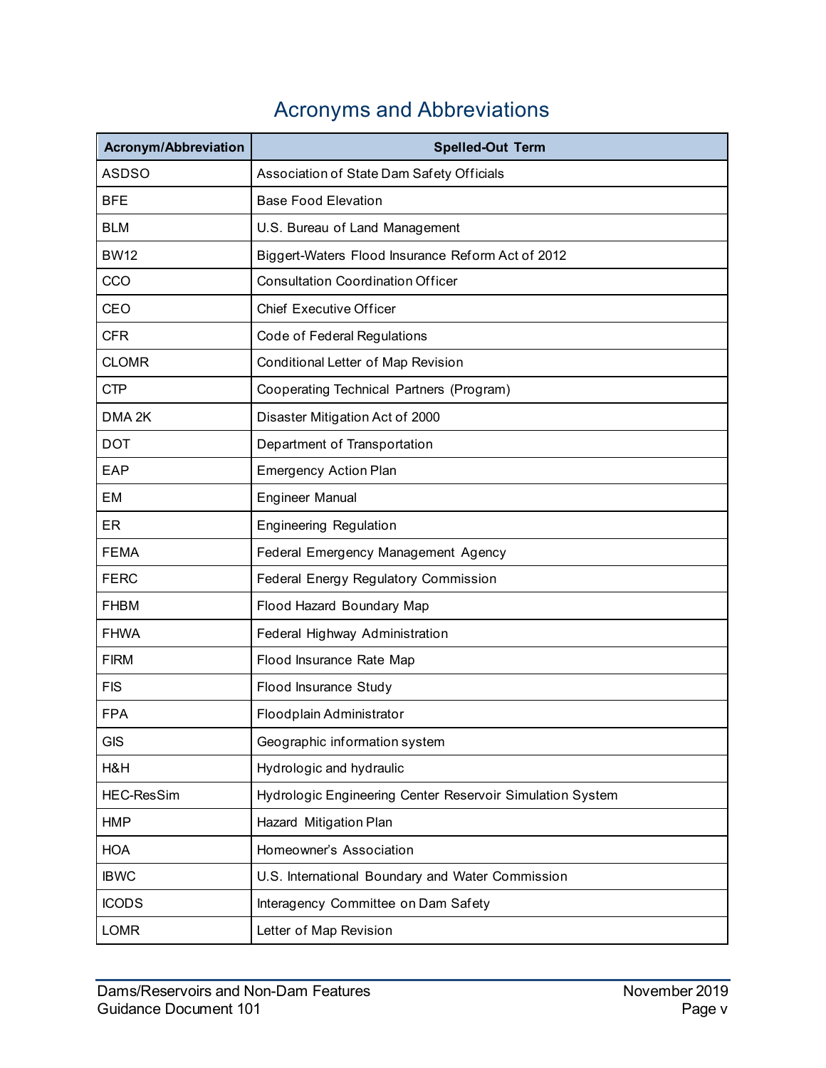# Acronyms and Abbreviations

| Acronym/Abbreviation | Spelled-Out Term |
|---|---|
| ASDSO | Association of State Dam Safety Officials |
| BFE | Base Food Elevation |
| BLM | U.S. Bureau of Land Management |
| BW12 | Biggert-Waters Flood Insurance Reform Act of 2012 |
| CCO | Consultation Coordination Officer |
| CEO | Chief Executive Officer |
| CFR | Code of Federal Regulations |
| CLOMR | Conditional Letter of Map Revision |
| CTP | Cooperating Technical Partners (Program) |
| DMA 2K | Disaster Mitigation Act of 2000 |
| DOT | Department of Transportation |
| EAP | Emergency Action Plan |
| EM | Engineer Manual |
| ER | Engineering Regulation |
| FEMA | Federal Emergency Management Agency |
| FERC | Federal Energy Regulatory Commission |
| FHBM | Flood Hazard Boundary Map |
| FHWA | Federal Highway Administration |
| FIRM | Flood Insurance Rate Map |
| FIS | Flood Insurance Study |
| FPA | Floodplain Administrator |
| GIS | Geographic information system |
| H&H | Hydrologic and hydraulic |
| HEC-ResSim | Hydrologic Engineering Center Reservoir Simulation System |
| HMP | Hazard Mitigation Plan |
| HOA | Homeowner's Association |
| IBWC | U.S. International Boundary and Water Commission |
| ICODS | Interagency Committee on Dam Safety |
| LOMR | Letter of Map Revision |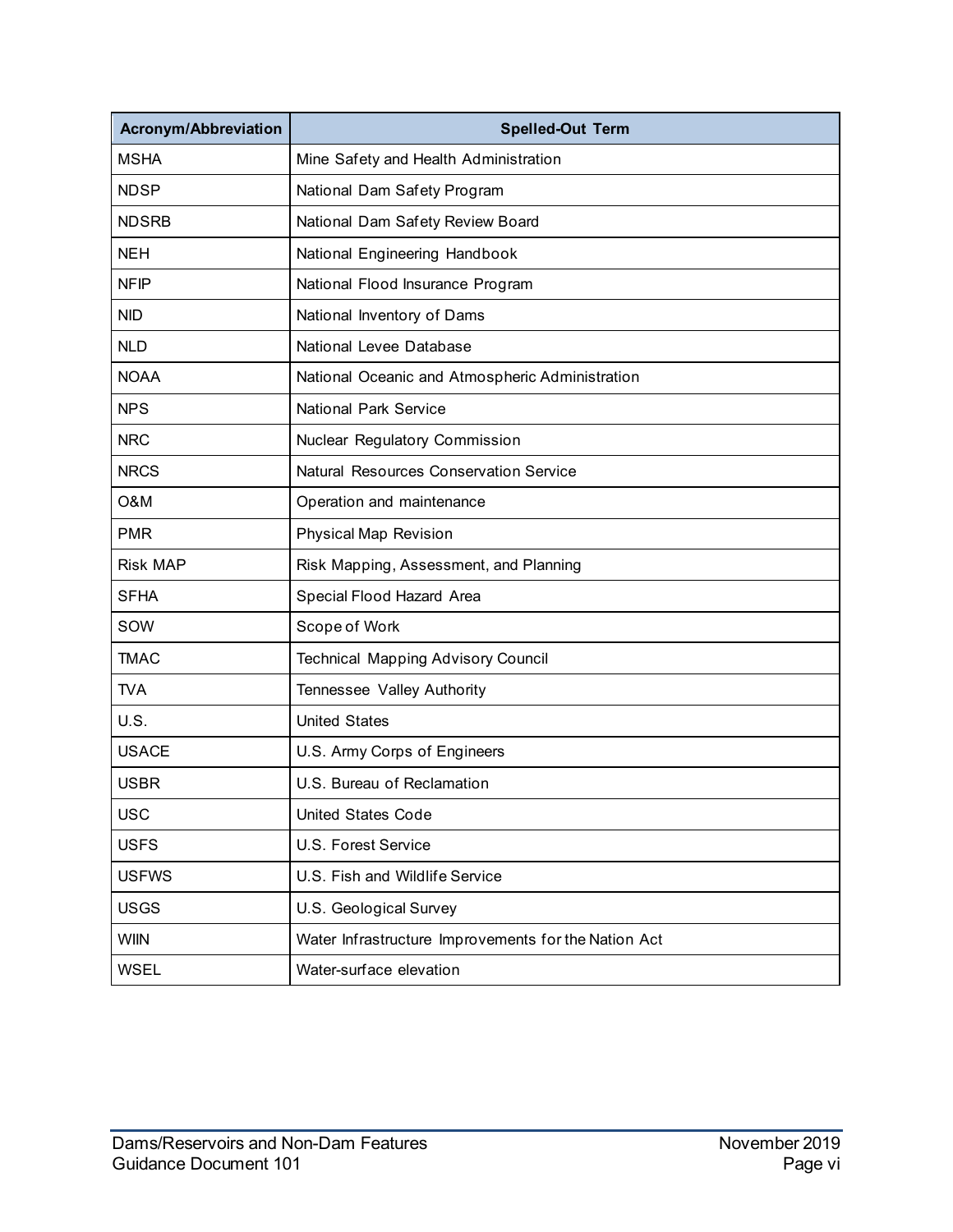| Acronym/Abbreviation | Spelled-Out Term |
| --- | --- |
| MSHA | Mine Safety and Health Administration |
| NDSP | National Dam Safety Program |
| NDSRB | National Dam Safety Review Board |
| NEH | National Engineering Handbook |
| NFIP | National Flood Insurance Program |
| NID | National Inventory of Dams |
| NLD | National Levee Database |
| NOAA | National Oceanic and Atmospheric Administration |
| NPS | National Park Service |
| NRC | Nuclear Regulatory Commission |
| NRCS | Natural Resources Conservation Service |
| O&M | Operation and maintenance |
| PMR | Physical Map Revision |
| Risk MAP | Risk Mapping, Assessment, and Planning |
| SFHA | Special Flood Hazard Area |
| SOW | Scope of Work |
| TMAC | Technical Mapping Advisory Council |
| TVA | Tennessee Valley Authority |
| U.S. | United States |
| USACE | U.S. Army Corps of Engineers |
| USBR | U.S. Bureau of Reclamation |
| USC | United States Code |
| USFS | U.S. Forest Service |
| USFWS | U.S. Fish and Wildlife Service |
| USGS | U.S. Geological Survey |
| WIIN | Water Infrastructure Improvements for the Nation Act |
| WSEL | Water-surface elevation |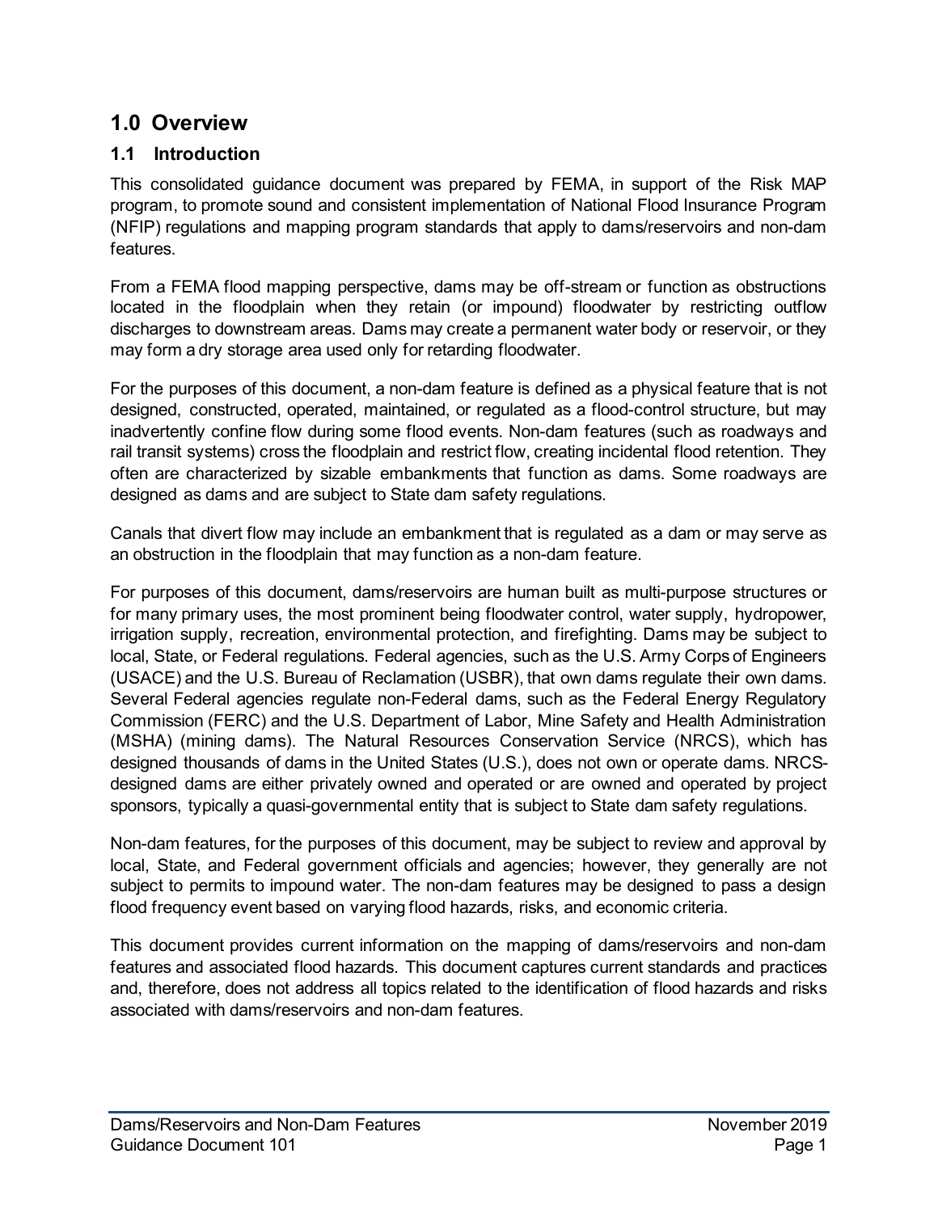# 1.0 Overview

## 1.1 Introduction

This consolidated guidance document was prepared by FEMA, in support of the Risk MAP program, to promote sound and consistent implementation of National Flood Insurance Program (NFIP) regulations and mapping program standards that apply to dams/reservoirs and non-dam features.

From a FEMA flood mapping perspective, dams may be off-stream or function as obstructions located in the floodplain when they retain (or impound) floodwater by restricting outflow discharges to downstream areas. Dams may create a permanent water body or reservoir, or they may form a dry storage area used only for retarding floodwater.

For the purposes of this document, a non-dam feature is defined as a physical feature that is not designed, constructed, operated, maintained, or regulated as a flood-control structure, but may inadvertently confine flow during some flood events. Non-dam features (such as roadways and rail transit systems) cross the floodplain and restrict flow, creating incidental flood retention. They often are characterized by sizable embankments that function as dams. Some roadways are designed as dams and are subject to State dam safety regulations.

Canals that divert flow may include an embankment that is regulated as a dam or may serve as an obstruction in the floodplain that may function as a non-dam feature.

For purposes of this document, dams/reservoirs are human built as multi-purpose structures or for many primary uses, the most prominent being floodwater control, water supply, hydropower, irrigation supply, recreation, environmental protection, and firefighting. Dams may be subject to local, State, or Federal regulations. Federal agencies, such as the U.S. Army Corps of Engineers (USACE) and the U.S. Bureau of Reclamation (USBR), that own dams regulate their own dams. Several Federal agencies regulate non-Federal dams, such as the Federal Energy Regulatory Commission (FERC) and the U.S. Department of Labor, Mine Safety and Health Administration (MSHA) (mining dams). The Natural Resources Conservation Service (NRCS), which has designed thousands of dams in the United States (U.S.), does not own or operate dams. NRCS-designed dams are either privately owned and operated or are owned and operated by project sponsors, typically a quasi-governmental entity that is subject to State dam safety regulations.

Non-dam features, for the purposes of this document, may be subject to review and approval by local, State, and Federal government officials and agencies; however, they generally are not subject to permits to impound water. The non-dam features may be designed to pass a design flood frequency event based on varying flood hazards, risks, and economic criteria.

This document provides current information on the mapping of dams/reservoirs and non-dam features and associated flood hazards. This document captures current standards and practices and, therefore, does not address all topics related to the identification of flood hazards and risks associated with dams/reservoirs and non-dam features.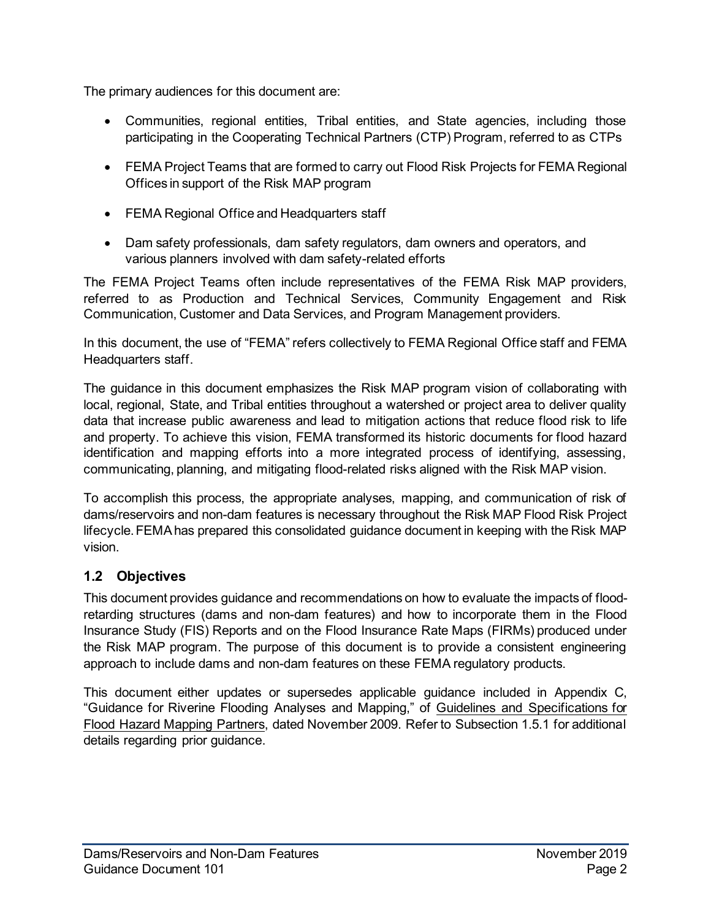The primary audiences for this document are:

- Communities, regional entities, Tribal entities, and State agencies, including those participating in the Cooperating Technical Partners (CTP) Program, referred to as CTPs
- FEMA Project Teams that are formed to carry out Flood Risk Projects for FEMA Regional Offices in support of the Risk MAP program
- FEMA Regional Office and Headquarters staff
- Dam safety professionals, dam safety regulators, dam owners and operators, and various planners involved with dam safety-related efforts

The FEMA Project Teams often include representatives of the FEMA Risk MAP providers, referred to as Production and Technical Services, Community Engagement and Risk Communication, Customer and Data Services, and Program Management providers.

In this document, the use of "FEMA" refers collectively to FEMA Regional Office staff and FEMA Headquarters staff.

The guidance in this document emphasizes the Risk MAP program vision of collaborating with local, regional, State, and Tribal entities throughout a watershed or project area to deliver quality data that increase public awareness and lead to mitigation actions that reduce flood risk to life and property. To achieve this vision, FEMA transformed its historic documents for flood hazard identification and mapping efforts into a more integrated process of identifying, assessing, communicating, planning, and mitigating flood-related risks aligned with the Risk MAP vision.

To accomplish this process, the appropriate analyses, mapping, and communication of risk of dams/reservoirs and non-dam features is necessary throughout the Risk MAP Flood Risk Project lifecycle. FEMA has prepared this consolidated guidance document in keeping with the Risk MAP vision.

## 1.2 Objectives

This document provides guidance and recommendations on how to evaluate the impacts of flood-retarding structures (dams and non-dam features) and how to incorporate them in the Flood Insurance Study (FIS) Reports and on the Flood Insurance Rate Maps (FIRMs) produced under the Risk MAP program. The purpose of this document is to provide a consistent engineering approach to include dams and non-dam features on these FEMA regulatory products.

This document either updates or supersedes applicable guidance included in Appendix C, "Guidance for Riverine Flooding Analyses and Mapping," of Guidelines and Specifications for Flood Hazard Mapping Partners, dated November 2009. Refer to Subsection 1.5.1 for additional details regarding prior guidance.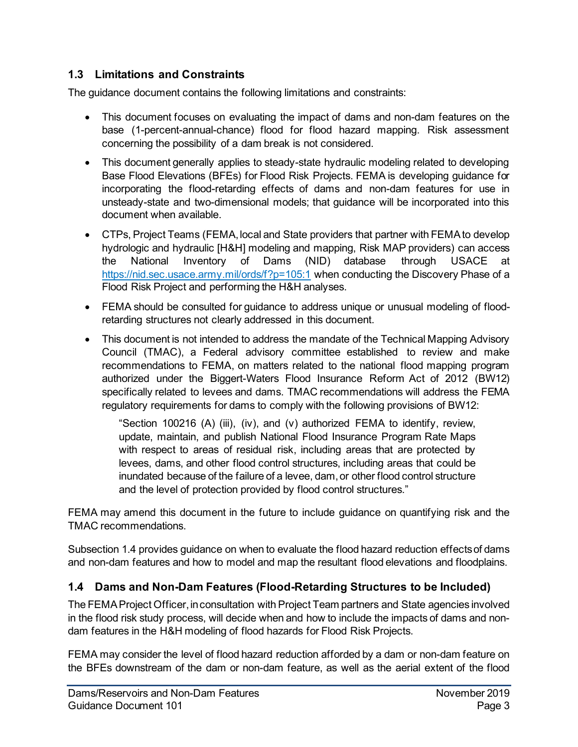## 1.3 Limitations and Constraints

The guidance document contains the following limitations and constraints:

- This document focuses on evaluating the impact of dams and non-dam features on the base (1-percent-annual-chance) flood for flood hazard mapping. Risk assessment concerning the possibility of a dam break is not considered.
- This document generally applies to steady-state hydraulic modeling related to developing Base Flood Elevations (BFEs) for Flood Risk Projects. FEMA is developing guidance for incorporating the flood-retarding effects of dams and non-dam features for use in unsteady-state and two-dimensional models; that guidance will be incorporated into this document when available.
- CTPs, Project Teams (FEMA, local and State providers that partner with FEMA to develop hydrologic and hydraulic [H&H] modeling and mapping, Risk MAP providers) can access the National Inventory of Dams (NID) database through USACE at [https://nid.sec.usace.army.mil/ords/f?p=105:1](https://nid.sec.usace.army.mil/ords/f?p=105:1) when conducting the Discovery Phase of a Flood Risk Project and performing the H&H analyses.
- FEMA should be consulted for guidance to address unique or unusual modeling of flood-retarding structures not clearly addressed in this document.
- This document is not intended to address the mandate of the Technical Mapping Advisory Council (TMAC), a Federal advisory committee established to review and make recommendations to FEMA, on matters related to the national flood mapping program authorized under the Biggert-Waters Flood Insurance Reform Act of 2012 (BW12) specifically related to levees and dams. TMAC recommendations will address the FEMA regulatory requirements for dams to comply with the following provisions of BW12:

  > "Section 100216 (A) (iii), (iv), and (v) authorized FEMA to identify, review, update, maintain, and publish National Flood Insurance Program Rate Maps with respect to areas of residual risk, including areas that are protected by levees, dams, and other flood control structures, including areas that could be inundated because of the failure of a levee, dam, or other flood control structure and the level of protection provided by flood control structures."

FEMA may amend this document in the future to include guidance on quantifying risk and the TMAC recommendations.

Subsection 1.4 provides guidance on when to evaluate the flood hazard reduction effects of dams and non-dam features and how to model and map the resultant flood elevations and floodplains.

## 1.4 Dams and Non-Dam Features (Flood-Retarding Structures to be Included)

The FEMA Project Officer, in consultation with Project Team partners and State agencies involved in the flood risk study process, will decide when and how to include the impacts of dams and non-dam features in the H&H modeling of flood hazards for Flood Risk Projects.

FEMA may consider the level of flood hazard reduction afforded by a dam or non-dam feature on the BFEs downstream of the dam or non-dam feature, as well as the aerial extent of the flood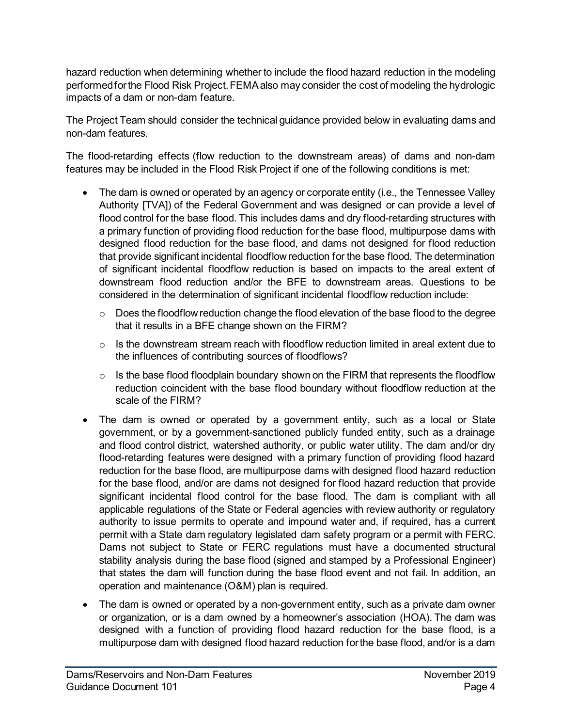hazard reduction when determining whether to include the flood hazard reduction in the modeling performed for the Flood Risk Project. FEMA also may consider the cost of modeling the hydrologic impacts of a dam or non-dam feature.

The Project Team should consider the technical guidance provided below in evaluating dams and non-dam features.

The flood-retarding effects (flow reduction to the downstream areas) of dams and non-dam features may be included in the Flood Risk Project if one of the following conditions is met:

- The dam is owned or operated by an agency or corporate entity (i.e., the Tennessee Valley Authority [TVA]) of the Federal Government and was designed or can provide a level of flood control for the base flood. This includes dams and dry flood-retarding structures with a primary function of providing flood reduction for the base flood, multipurpose dams with designed flood reduction for the base flood, and dams not designed for flood reduction that provide significant incidental floodflow reduction for the base flood. The determination of significant incidental floodflow reduction is based on impacts to the areal extent of downstream flood reduction and/or the BFE to downstream areas. Questions to be considered in the determination of significant incidental floodflow reduction include:
    - Does the floodflow reduction change the flood elevation of the base flood to the degree that it results in a BFE change shown on the FIRM?
    - Is the downstream stream reach with floodflow reduction limited in areal extent due to the influences of contributing sources of floodflows?
    - Is the base flood floodplain boundary shown on the FIRM that represents the floodflow reduction coincident with the base flood boundary without floodflow reduction at the scale of the FIRM?
- The dam is owned or operated by a government entity, such as a local or State government, or by a government-sanctioned publicly funded entity, such as a drainage and flood control district, watershed authority, or public water utility. The dam and/or dry flood-retarding features were designed with a primary function of providing flood hazard reduction for the base flood, are multipurpose dams with designed flood hazard reduction for the base flood, and/or are dams not designed for flood hazard reduction that provide significant incidental flood control for the base flood. The dam is compliant with all applicable regulations of the State or Federal agencies with review authority or regulatory authority to issue permits to operate and impound water and, if required, has a current permit with a State dam regulatory legislated dam safety program or a permit with FERC. Dams not subject to State or FERC regulations must have a documented structural stability analysis during the base flood (signed and stamped by a Professional Engineer) that states the dam will function during the base flood event and not fail. In addition, an operation and maintenance (O&M) plan is required.
- The dam is owned or operated by a non-government entity, such as a private dam owner or organization, or is a dam owned by a homeowner's association (HOA). The dam was designed with a function of providing flood hazard reduction for the base flood, is a multipurpose dam with designed flood hazard reduction for the base flood, and/or is a dam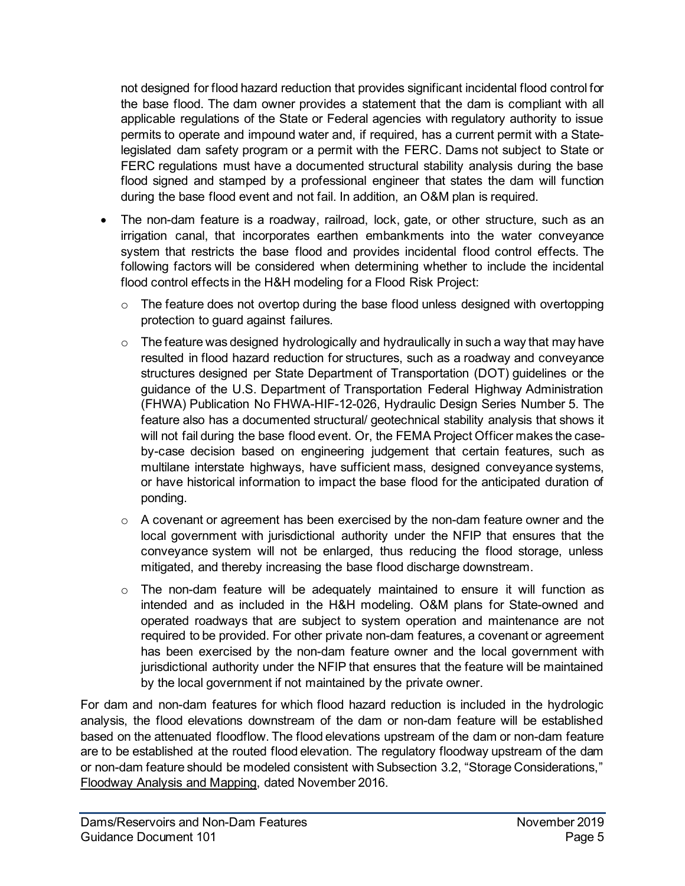not designed for flood hazard reduction that provides significant incidental flood control for the base flood. The dam owner provides a statement that the dam is compliant with all applicable regulations of the State or Federal agencies with regulatory authority to issue permits to operate and impound water and, if required, has a current permit with a State-legislated dam safety program or a permit with the FERC. Dams not subject to State or FERC regulations must have a documented structural stability analysis during the base flood signed and stamped by a professional engineer that states the dam will function during the base flood event and not fail. In addition, an O&M plan is required.

- The non-dam feature is a roadway, railroad, lock, gate, or other structure, such as an irrigation canal, that incorporates earthen embankments into the water conveyance system that restricts the base flood and provides incidental flood control effects. The following factors will be considered when determining whether to include the incidental flood control effects in the H&H modeling for a Flood Risk Project:
  - The feature does not overtop during the base flood unless designed with overtopping protection to guard against failures.
  - The feature was designed hydrologically and hydraulically in such a way that may have resulted in flood hazard reduction for structures, such as a roadway and conveyance structures designed per State Department of Transportation (DOT) guidelines or the guidance of the U.S. Department of Transportation Federal Highway Administration (FHWA) Publication No FHWA-HIF-12-026, Hydraulic Design Series Number 5. The feature also has a documented structural/ geotechnical stability analysis that shows it will not fail during the base flood event. Or, the FEMA Project Officer makes the case-by-case decision based on engineering judgement that certain features, such as multilane interstate highways, have sufficient mass, designed conveyance systems, or have historical information to impact the base flood for the anticipated duration of ponding.
  - A covenant or agreement has been exercised by the non-dam feature owner and the local government with jurisdictional authority under the NFIP that ensures that the conveyance system will not be enlarged, thus reducing the flood storage, unless mitigated, and thereby increasing the base flood discharge downstream.
  - The non-dam feature will be adequately maintained to ensure it will function as intended and as included in the H&H modeling. O&M plans for State-owned and operated roadways that are subject to system operation and maintenance are not required to be provided. For other private non-dam features, a covenant or agreement has been exercised by the non-dam feature owner and the local government with jurisdictional authority under the NFIP that ensures that the feature will be maintained by the local government if not maintained by the private owner.

For dam and non-dam features for which flood hazard reduction is included in the hydrologic analysis, the flood elevations downstream of the dam or non-dam feature will be established based on the attenuated floodflow. The flood elevations upstream of the dam or non-dam feature are to be established at the routed flood elevation. The regulatory floodway upstream of the dam or non-dam feature should be modeled consistent with Subsection 3.2, "Storage Considerations," Floodway Analysis and Mapping, dated November 2016.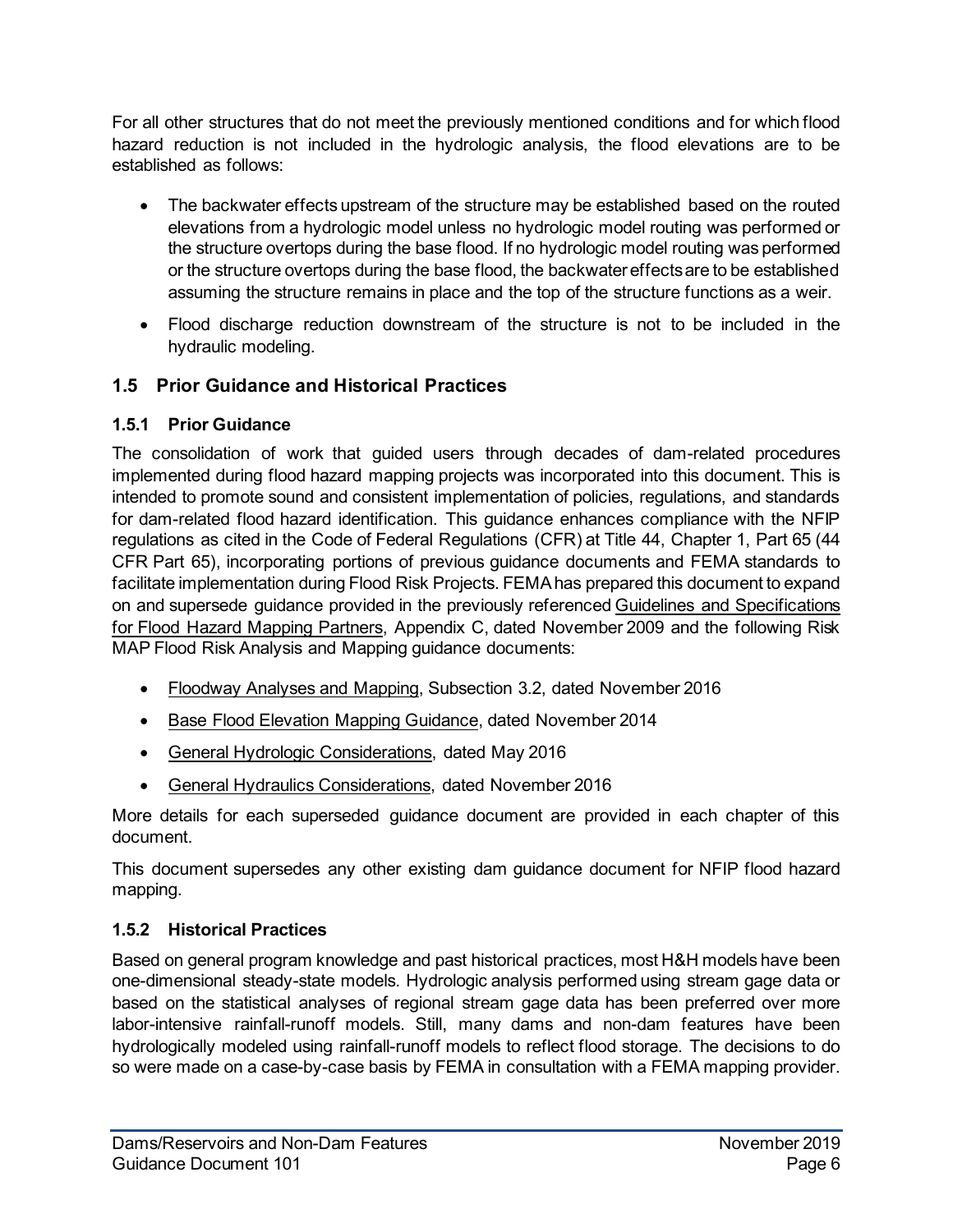For all other structures that do not meet the previously mentioned conditions and for which flood hazard reduction is not included in the hydrologic analysis, the flood elevations are to be established as follows:

- The backwater effects upstream of the structure may be established based on the routed elevations from a hydrologic model unless no hydrologic model routing was performed or the structure overtops during the base flood. If no hydrologic model routing was performed or the structure overtops during the base flood, the backwater effects are to be established assuming the structure remains in place and the top of the structure functions as a weir.
- Flood discharge reduction downstream of the structure is not to be included in the hydraulic modeling.

## 1.5 Prior Guidance and Historical Practices

### 1.5.1 Prior Guidance

The consolidation of work that guided users through decades of dam-related procedures implemented during flood hazard mapping projects was incorporated into this document. This is intended to promote sound and consistent implementation of policies, regulations, and standards for dam-related flood hazard identification. This guidance enhances compliance with the NFIP regulations as cited in the Code of Federal Regulations (CFR) at Title 44, Chapter 1, Part 65 (44 CFR Part 65), incorporating portions of previous guidance documents and FEMA standards to facilitate implementation during Flood Risk Projects. FEMA has prepared this document to expand on and supersede guidance provided in the previously referenced Guidelines and Specifications for Flood Hazard Mapping Partners, Appendix C, dated November 2009 and the following Risk MAP Flood Risk Analysis and Mapping guidance documents:

- Floodway Analyses and Mapping, Subsection 3.2, dated November 2016
- Base Flood Elevation Mapping Guidance, dated November 2014
- General Hydrologic Considerations, dated May 2016
- General Hydraulics Considerations, dated November 2016

More details for each superseded guidance document are provided in each chapter of this document.

This document supersedes any other existing dam guidance document for NFIP flood hazard mapping.

### 1.5.2 Historical Practices

Based on general program knowledge and past historical practices, most H&H models have been one-dimensional steady-state models. Hydrologic analysis performed using stream gage data or based on the statistical analyses of regional stream gage data has been preferred over more labor-intensive rainfall-runoff models. Still, many dams and non-dam features have been hydrologically modeled using rainfall-runoff models to reflect flood storage. The decisions to do so were made on a case-by-case basis by FEMA in consultation with a FEMA mapping provider.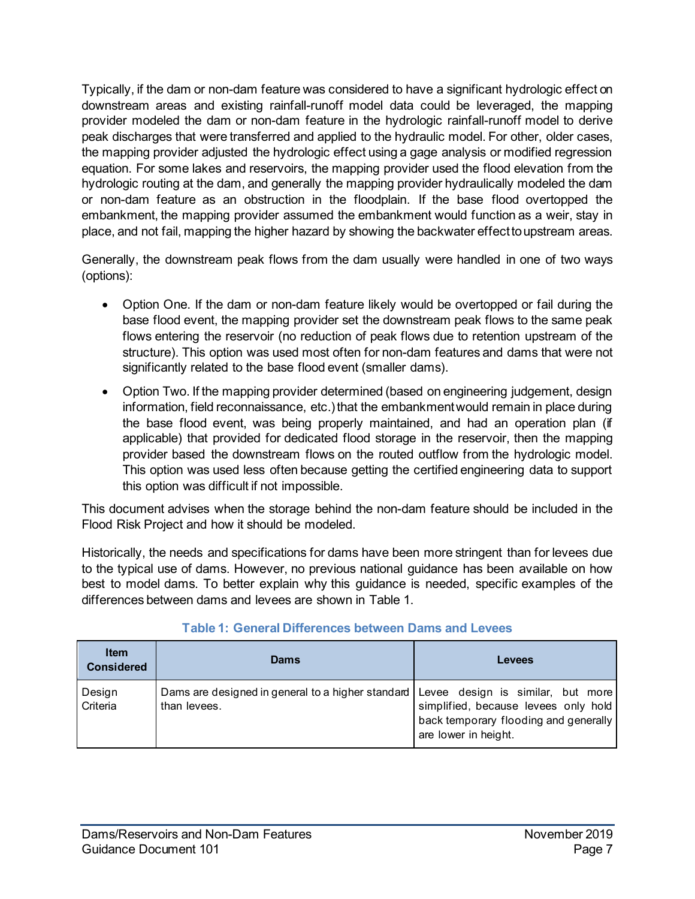Typically, if the dam or non-dam feature was considered to have a significant hydrologic effect on downstream areas and existing rainfall-runoff model data could be leveraged, the mapping provider modeled the dam or non-dam feature in the hydrologic rainfall-runoff model to derive peak discharges that were transferred and applied to the hydraulic model. For other, older cases, the mapping provider adjusted the hydrologic effect using a gage analysis or modified regression equation. For some lakes and reservoirs, the mapping provider used the flood elevation from the hydrologic routing at the dam, and generally the mapping provider hydraulically modeled the dam or non-dam feature as an obstruction in the floodplain. If the base flood overtopped the embankment, the mapping provider assumed the embankment would function as a weir, stay in place, and not fail, mapping the higher hazard by showing the backwater effect to upstream areas.

Generally, the downstream peak flows from the dam usually were handled in one of two ways (options):

- Option One. If the dam or non-dam feature likely would be overtopped or fail during the base flood event, the mapping provider set the downstream peak flows to the same peak flows entering the reservoir (no reduction of peak flows due to retention upstream of the structure). This option was used most often for non-dam features and dams that were not significantly related to the base flood event (smaller dams).
- Option Two. If the mapping provider determined (based on engineering judgement, design information, field reconnaissance, etc.) that the embankment would remain in place during the base flood event, was being properly maintained, and had an operation plan (if applicable) that provided for dedicated flood storage in the reservoir, then the mapping provider based the downstream flows on the routed outflow from the hydrologic model. This option was used less often because getting the certified engineering data to support this option was difficult if not impossible.

This document advises when the storage behind the non-dam feature should be included in the Flood Risk Project and how it should be modeled.

Historically, the needs and specifications for dams have been more stringent than for levees due to the typical use of dams. However, no previous national guidance has been available on how best to model dams. To better explain why this guidance is needed, specific examples of the differences between dams and levees are shown in Table 1.

**Table 1: General Differences between Dams and Levees**

| Item Considered | Dams | Levees |
|---|---|---|
| Design Criteria | Dams are designed in general to a higher standard than levees. | Levee design is similar, but more simplified, because levees only hold back temporary flooding and generally are lower in height. |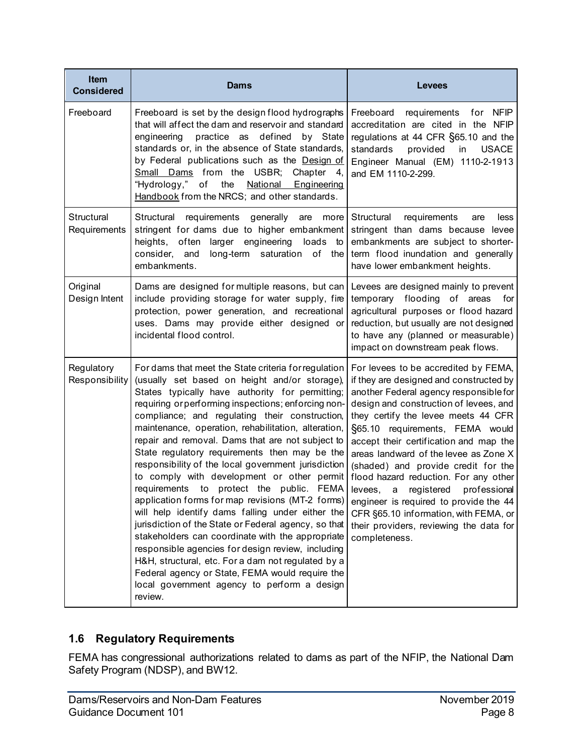| Item Considered | Dams | Levees |
|---|---|---|
| Freeboard | Freeboard is set by the design flood hydrographs that will affect the dam and reservoir and standard engineering practice as defined by State standards or, in the absence of State standards, by Federal publications such as the Design of Small Dams from the USBR; Chapter 4, "Hydrology," of the National Engineering Handbook from the NRCS; and other standards. | Freeboard requirements for NFIP accreditation are cited in the NFIP regulations at 44 CFR §65.10 and the standards provided in USACE Engineer Manual (EM) 1110-2-1913 and EM 1110-2-299. |
| Structural Requirements | Structural requirements generally are more stringent for dams due to higher embankment heights, often larger engineering loads to consider, and long-term saturation of the embankments. | Structural requirements are less stringent than dams because levee embankments are subject to shorter-term flood inundation and generally have lower embankment heights. |
| Original Design Intent | Dams are designed for multiple reasons, but can include providing storage for water supply, fire protection, power generation, and recreational uses. Dams may provide either designed or incidental flood control. | Levees are designed mainly to prevent temporary flooding of areas for agricultural purposes or flood hazard reduction, but usually are not designed to have any (planned or measurable) impact on downstream peak flows. |
| Regulatory Responsibility | For dams that meet the State criteria for regulation (usually set based on height and/or storage), States typically have authority for permitting; requiring or performing inspections; enforcing non-compliance; and regulating their construction, maintenance, operation, rehabilitation, alteration, repair and removal. Dams that are not subject to State regulatory requirements then may be the responsibility of the local government jurisdiction to comply with development or other permit requirements to protect the public. FEMA application forms for map revisions (MT-2 forms) will help identify dams falling under either the jurisdiction of the State or Federal agency, so that stakeholders can coordinate with the appropriate responsible agencies for design review, including H&H, structural, etc. For a dam not regulated by a Federal agency or State, FEMA would require the local government agency to perform a design review. | For levees to be accredited by FEMA, if they are designed and constructed by another Federal agency responsible for design and construction of levees, and they certify the levee meets 44 CFR §65.10 requirements, FEMA would accept their certification and map the areas landward of the levee as Zone X (shaded) and provide credit for the flood hazard reduction. For any other levees, a registered professional engineer is required to provide the 44 CFR §65.10 information, with FEMA, or their providers, reviewing the data for completeness. |

## 1.6 Regulatory Requirements

FEMA has congressional authorizations related to dams as part of the NFIP, the National Dam Safety Program (NDSP), and BW12.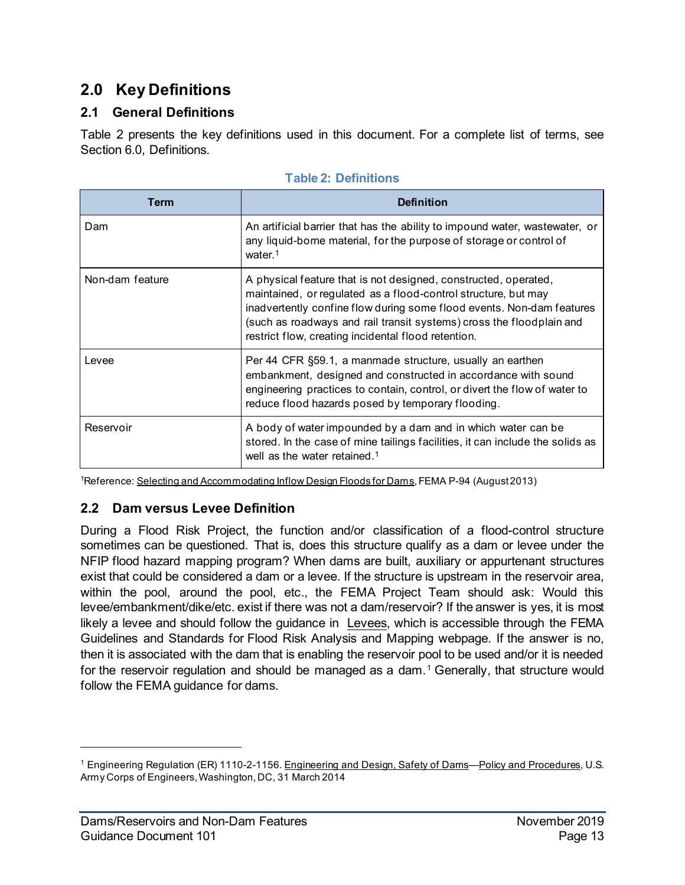# 2.0 Key Definitions

## 2.1 General Definitions

Table 2 presents the key definitions used in this document. For a complete list of terms, see Section 6.0, Definitions.

**Table 2: Definitions**

| Term | Definition |
|---|---|
| Dam | An artificial barrier that has the ability to impound water, wastewater, or any liquid-borne material, for the purpose of storage or control of water.[1] |
| Non-dam feature | A physical feature that is not designed, constructed, operated, maintained, or regulated as a flood-control structure, but may inadvertently confine flow during some flood events. Non-dam features (such as roadways and rail transit systems) cross the floodplain and restrict flow, creating incidental flood retention. |
| Levee | Per 44 CFR §59.1, a manmade structure, usually an earthen embankment, designed and constructed in accordance with sound engineering practices to contain, control, or divert the flow of water to reduce flood hazards posed by temporary flooding. |
| Reservoir | A body of water impounded by a dam and in which water can be stored. In the case of mine tailings facilities, it can include the solids as well as the water retained.[1] |

[1]Reference: Selecting and Accommodating Inflow Design Floods for Dams, FEMA P-94 (August 2013)

## 2.2 Dam versus Levee Definition

During a Flood Risk Project, the function and/or classification of a flood-control structure sometimes can be questioned. That is, does this structure qualify as a dam or levee under the NFIP flood hazard mapping program? When dams are built, auxiliary or appurtenant structures exist that could be considered a dam or a levee. If the structure is upstream in the reservoir area, within the pool, around the pool, etc., the FEMA Project Team should ask: Would this levee/embankment/dike/etc. exist if there was not a dam/reservoir? If the answer is yes, it is most likely a levee and should follow the guidance in Levees, which is accessible through the FEMA Guidelines and Standards for Flood Risk Analysis and Mapping webpage. If the answer is no, then it is associated with the dam that is enabling the reservoir pool to be used and/or it is needed for the reservoir regulation and should be managed as a dam.[1] Generally, that structure would follow the FEMA guidance for dams.

---

[1] Engineering Regulation (ER) 1110-2-1156. Engineering and Design, Safety of Dams—Policy and Procedures, U.S. Army Corps of Engineers, Washington, DC, 31 March 2014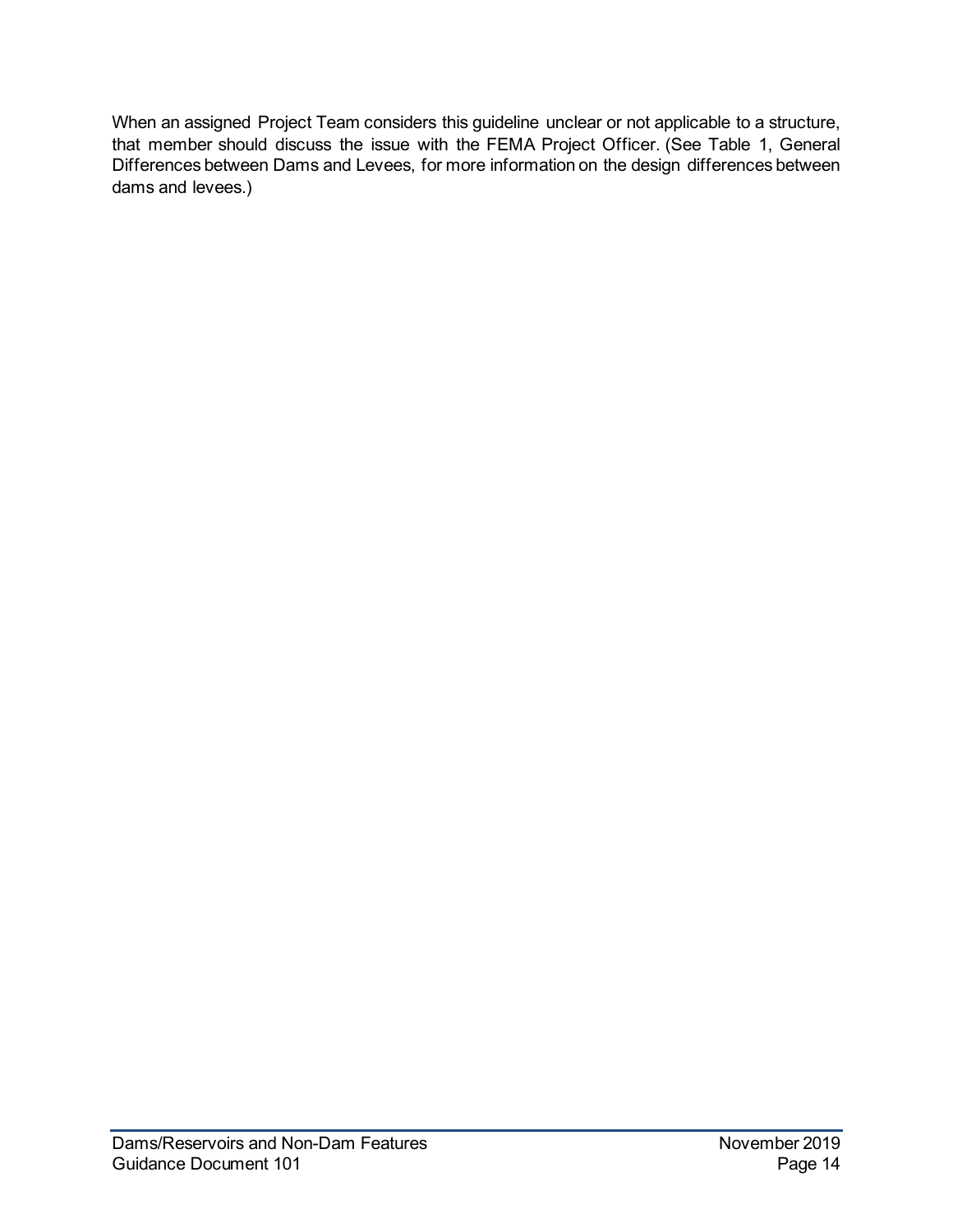When an assigned Project Team considers this guideline unclear or not applicable to a structure, that member should discuss the issue with the FEMA Project Officer. (See Table 1, General Differences between Dams and Levees, for more information on the design differences between dams and levees.)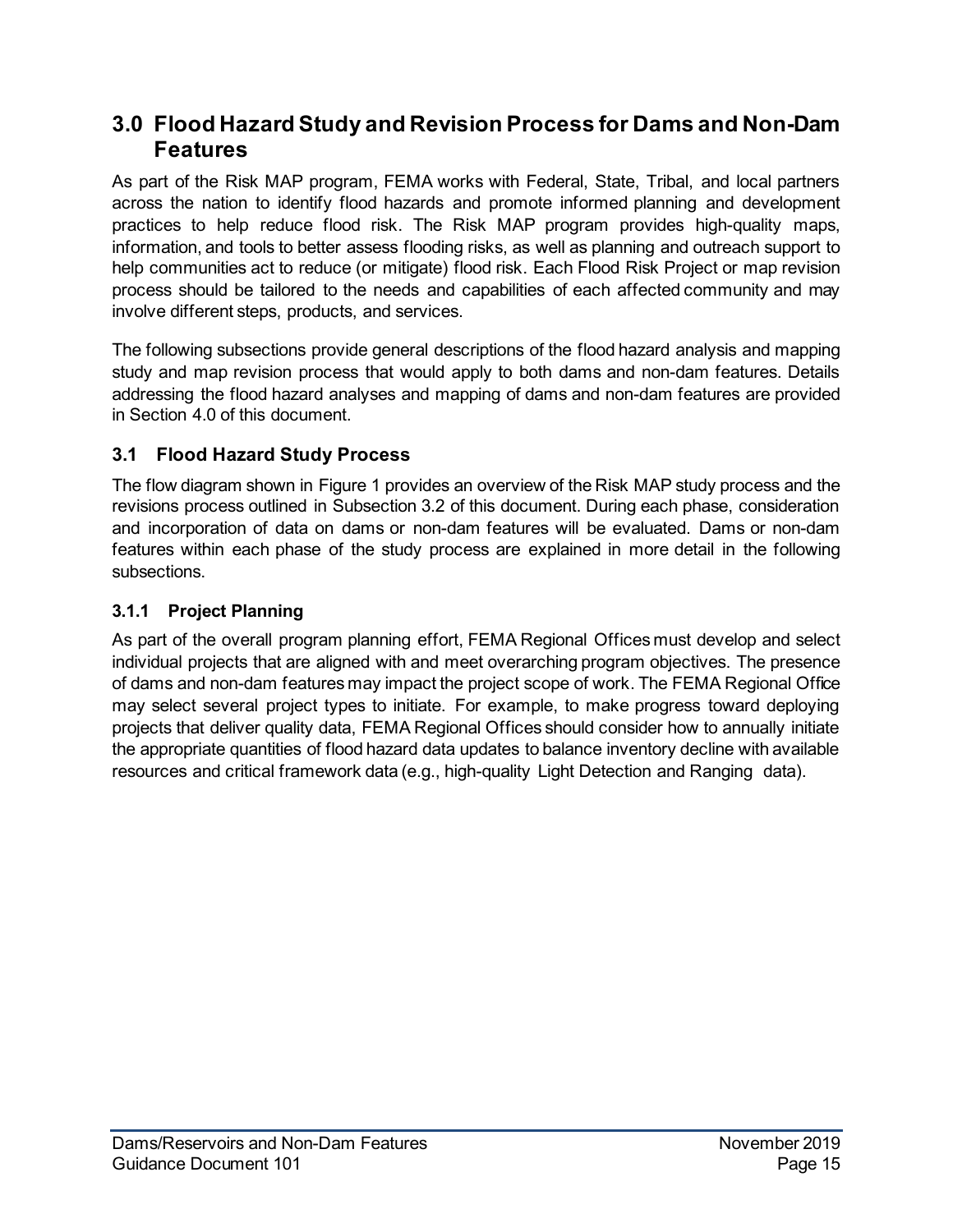## 3.0 Flood Hazard Study and Revision Process for Dams and Non-Dam Features

As part of the Risk MAP program, FEMA works with Federal, State, Tribal, and local partners across the nation to identify flood hazards and promote informed planning and development practices to help reduce flood risk. The Risk MAP program provides high-quality maps, information, and tools to better assess flooding risks, as well as planning and outreach support to help communities act to reduce (or mitigate) flood risk. Each Flood Risk Project or map revision process should be tailored to the needs and capabilities of each affected community and may involve different steps, products, and services.

The following subsections provide general descriptions of the flood hazard analysis and mapping study and map revision process that would apply to both dams and non-dam features. Details addressing the flood hazard analyses and mapping of dams and non-dam features are provided in Section 4.0 of this document.

### 3.1 Flood Hazard Study Process

The flow diagram shown in Figure 1 provides an overview of the Risk MAP study process and the revisions process outlined in Subsection 3.2 of this document. During each phase, consideration and incorporation of data on dams or non-dam features will be evaluated. Dams or non-dam features within each phase of the study process are explained in more detail in the following subsections.

#### 3.1.1 Project Planning

As part of the overall program planning effort, FEMA Regional Offices must develop and select individual projects that are aligned with and meet overarching program objectives. The presence of dams and non-dam features may impact the project scope of work. The FEMA Regional Office may select several project types to initiate. For example, to make progress toward deploying projects that deliver quality data, FEMA Regional Offices should consider how to annually initiate the appropriate quantities of flood hazard data updates to balance inventory decline with available resources and critical framework data (e.g., high-quality Light Detection and Ranging data).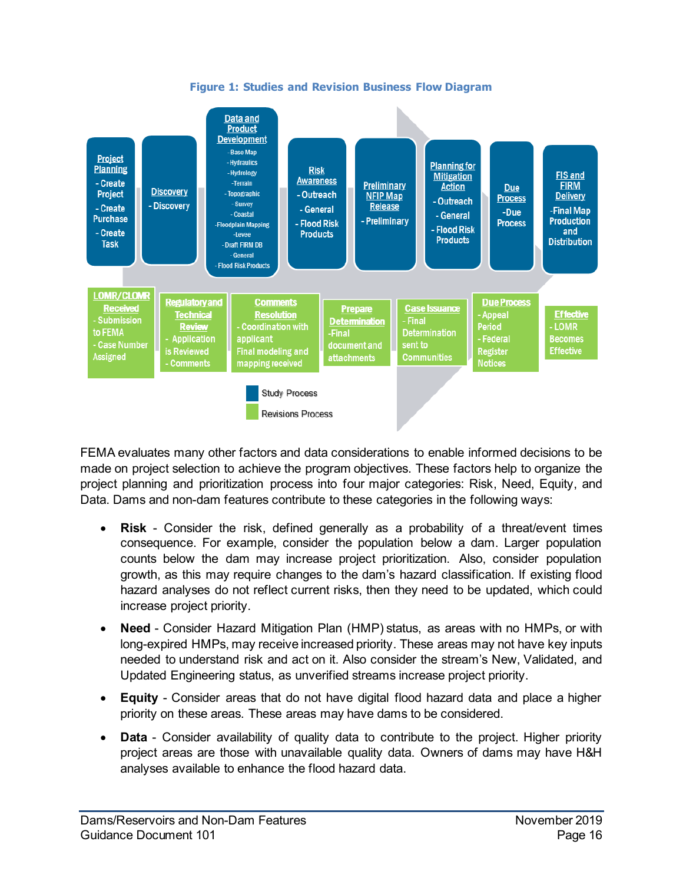**Figure 1: Studies and Revision Business Flow Diagram**

**Study Process:**

- **Project Planning**
  - Create Project
  - Create Purchase
  - Create Task
- **Discovery**
  - Discovery
- **Data and Product Development**
  - Base Map
  - Hydraulics
  - Hydrology
  - Terrain
  - Topographic
  - Survey
  - Coastal
  - Floodplain Mapping
  - Levee
  - Draft FIRM DB
  - General
  - Flood Risk Products
- **Risk Awareness**
  - Outreach
  - General
  - Flood Risk Products
- **Preliminary NFIP Map Release**
  - Preliminary
- **Planning for Mitigation Action**
  - Outreach
  - General
  - Flood Risk Products
- **Due Process**
  - Due Process
- **FIS and FIRM Delivery**
  - Final Map Production and Distribution

**Revisions Process:**

- **LOMR/CLOMR Received**
  - Submission to FEMA
  - Case Number Assigned
- **Regulatory and Technical Review**
  - Application is Reviewed
  - Comments
- **Comments Resolution**
  - Coordination with applicant
  - Final modeling and mapping received
- **Prepare Determination**
  - Final document and attachments
- **Case Issuance**
  - Final Determination sent to Communities
- **Due Process**
  - Appeal Period
  - Federal Register Notices
- **Effective**
  - LOMR Becomes Effective

FEMA evaluates many other factors and data considerations to enable informed decisions to be made on project selection to achieve the program objectives. These factors help to organize the project planning and prioritization process into four major categories: Risk, Need, Equity, and Data. Dams and non-dam features contribute to these categories in the following ways:

- **Risk** - Consider the risk, defined generally as a probability of a threat/event times consequence. For example, consider the population below a dam. Larger population counts below the dam may increase project prioritization. Also, consider population growth, as this may require changes to the dam's hazard classification. If existing flood hazard analyses do not reflect current risks, then they need to be updated, which could increase project priority.
- **Need** - Consider Hazard Mitigation Plan (HMP) status, as areas with no HMPs, or with long-expired HMPs, may receive increased priority. These areas may not have key inputs needed to understand risk and act on it. Also consider the stream's New, Validated, and Updated Engineering status, as unverified streams increase project priority.
- **Equity** - Consider areas that do not have digital flood hazard data and place a higher priority on these areas. These areas may have dams to be considered.
- **Data** - Consider availability of quality data to contribute to the project. Higher priority project areas are those with unavailable quality data. Owners of dams may have H&H analyses available to enhance the flood hazard data.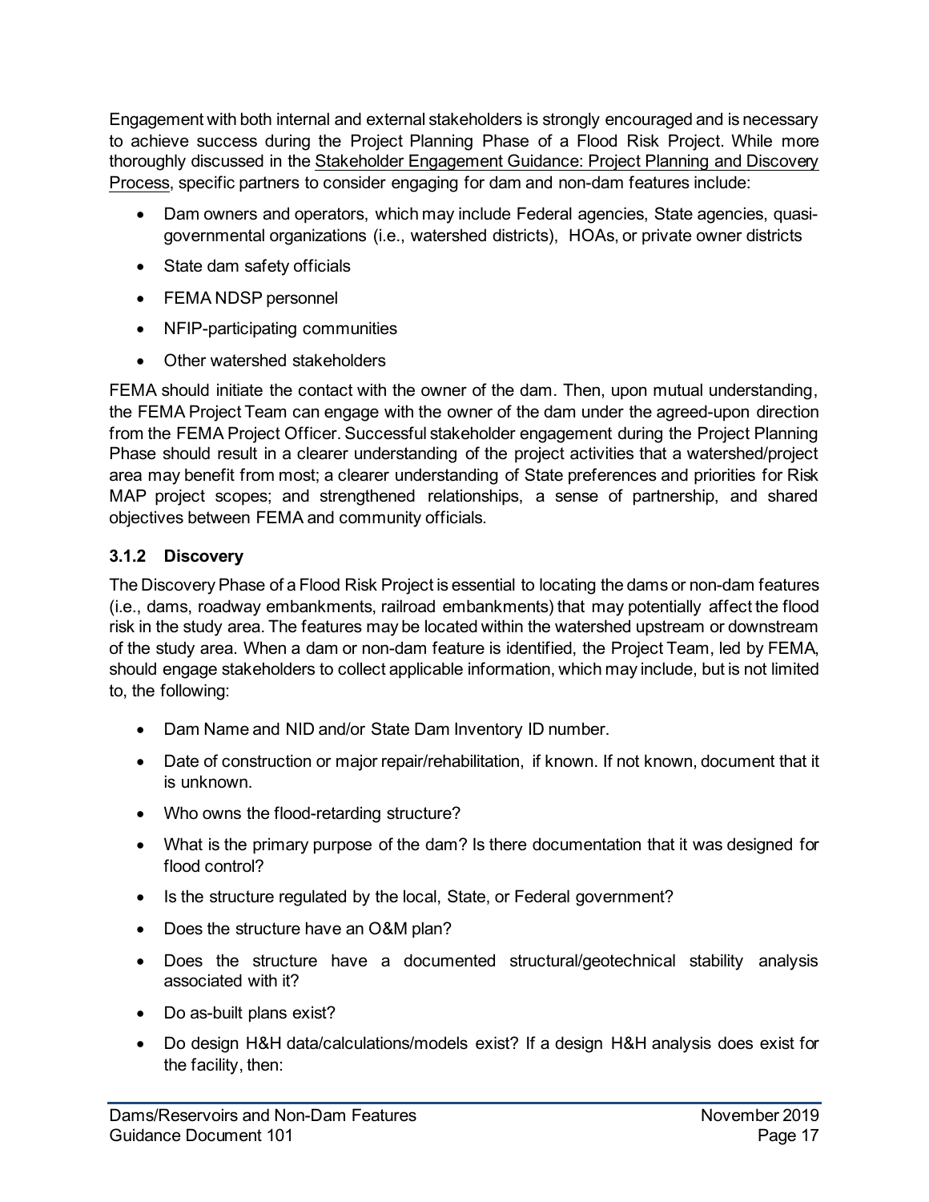Engagement with both internal and external stakeholders is strongly encouraged and is necessary to achieve success during the Project Planning Phase of a Flood Risk Project. While more thoroughly discussed in the Stakeholder Engagement Guidance: Project Planning and Discovery Process, specific partners to consider engaging for dam and non-dam features include:

- Dam owners and operators, which may include Federal agencies, State agencies, quasi-governmental organizations (i.e., watershed districts), HOAs, or private owner districts
- State dam safety officials
- FEMA NDSP personnel
- NFIP-participating communities
- Other watershed stakeholders

FEMA should initiate the contact with the owner of the dam. Then, upon mutual understanding, the FEMA Project Team can engage with the owner of the dam under the agreed-upon direction from the FEMA Project Officer. Successful stakeholder engagement during the Project Planning Phase should result in a clearer understanding of the project activities that a watershed/project area may benefit from most; a clearer understanding of State preferences and priorities for Risk MAP project scopes; and strengthened relationships, a sense of partnership, and shared objectives between FEMA and community officials.

### 3.1.2 Discovery

The Discovery Phase of a Flood Risk Project is essential to locating the dams or non-dam features (i.e., dams, roadway embankments, railroad embankments) that may potentially affect the flood risk in the study area. The features may be located within the watershed upstream or downstream of the study area. When a dam or non-dam feature is identified, the Project Team, led by FEMA, should engage stakeholders to collect applicable information, which may include, but is not limited to, the following:

- Dam Name and NID and/or State Dam Inventory ID number.
- Date of construction or major repair/rehabilitation, if known. If not known, document that it is unknown.
- Who owns the flood-retarding structure?
- What is the primary purpose of the dam? Is there documentation that it was designed for flood control?
- Is the structure regulated by the local, State, or Federal government?
- Does the structure have an O&M plan?
- Does the structure have a documented structural/geotechnical stability analysis associated with it?
- Do as-built plans exist?
- Do design H&H data/calculations/models exist? If a design H&H analysis does exist for the facility, then: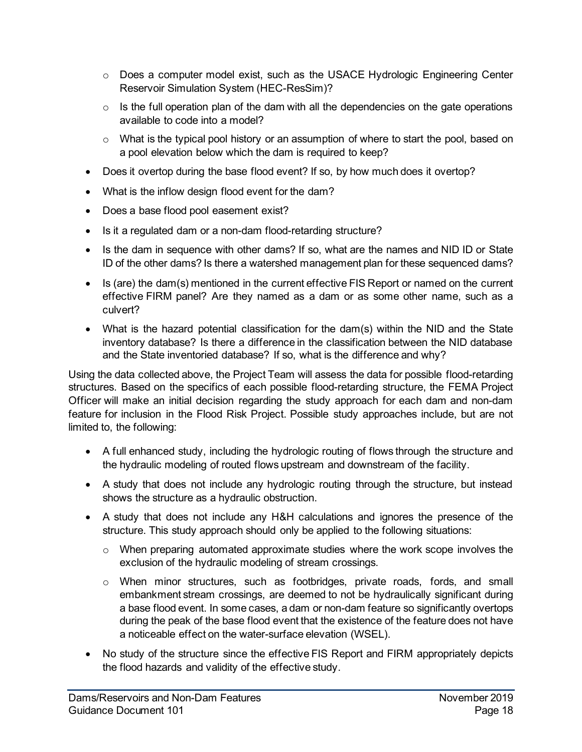- Does a computer model exist, such as the USACE Hydrologic Engineering Center Reservoir Simulation System (HEC-ResSim)?
  - Is the full operation plan of the dam with all the dependencies on the gate operations available to code into a model?
  - What is the typical pool history or an assumption of where to start the pool, based on a pool elevation below which the dam is required to keep?
- Does it overtop during the base flood event? If so, by how much does it overtop?
- What is the inflow design flood event for the dam?
- Does a base flood pool easement exist?
- Is it a regulated dam or a non-dam flood-retarding structure?
- Is the dam in sequence with other dams? If so, what are the names and NID ID or State ID of the other dams? Is there a watershed management plan for these sequenced dams?
- Is (are) the dam(s) mentioned in the current effective FIS Report or named on the current effective FIRM panel? Are they named as a dam or as some other name, such as a culvert?
- What is the hazard potential classification for the dam(s) within the NID and the State inventory database? Is there a difference in the classification between the NID database and the State inventoried database? If so, what is the difference and why?

Using the data collected above, the Project Team will assess the data for possible flood-retarding structures. Based on the specifics of each possible flood-retarding structure, the FEMA Project Officer will make an initial decision regarding the study approach for each dam and non-dam feature for inclusion in the Flood Risk Project. Possible study approaches include, but are not limited to, the following:

- A full enhanced study, including the hydrologic routing of flows through the structure and the hydraulic modeling of routed flows upstream and downstream of the facility.
- A study that does not include any hydrologic routing through the structure, but instead shows the structure as a hydraulic obstruction.
- A study that does not include any H&H calculations and ignores the presence of the structure. This study approach should only be applied to the following situations:
  - When preparing automated approximate studies where the work scope involves the exclusion of the hydraulic modeling of stream crossings.
  - When minor structures, such as footbridges, private roads, fords, and small embankment stream crossings, are deemed to not be hydraulically significant during a base flood event. In some cases, a dam or non-dam feature so significantly overtops during the peak of the base flood event that the existence of the feature does not have a noticeable effect on the water-surface elevation (WSEL).
- No study of the structure since the effective FIS Report and FIRM appropriately depicts the flood hazards and validity of the effective study.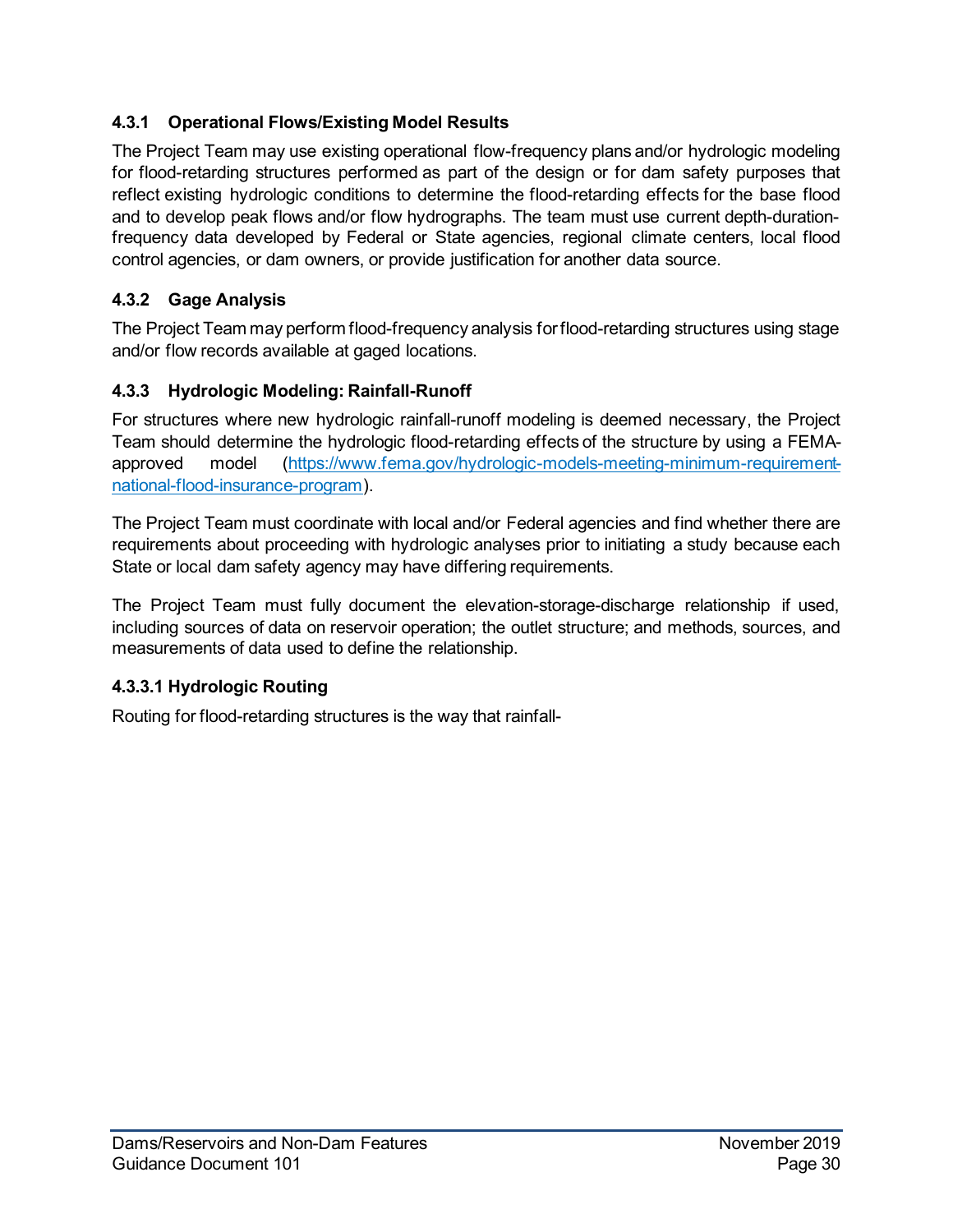### 4.3.1 Operational Flows/Existing Model Results

The Project Team may use existing operational flow-frequency plans and/or hydrologic modeling for flood-retarding structures performed as part of the design or for dam safety purposes that reflect existing hydrologic conditions to determine the flood-retarding effects for the base flood and to develop peak flows and/or flow hydrographs. The team must use current depth-duration-frequency data developed by Federal or State agencies, regional climate centers, local flood control agencies, or dam owners, or provide justification for another data source.

### 4.3.2 Gage Analysis

The Project Team may perform flood-frequency analysis for flood-retarding structures using stage and/or flow records available at gaged locations.

### 4.3.3 Hydrologic Modeling: Rainfall-Runoff

For structures where new hydrologic rainfall-runoff modeling is deemed necessary, the Project Team should determine the hydrologic flood-retarding effects of the structure by using a FEMA-approved model (https://www.fema.gov/hydrologic-models-meeting-minimum-requirement-national-flood-insurance-program).

The Project Team must coordinate with local and/or Federal agencies and find whether there are requirements about proceeding with hydrologic analyses prior to initiating a study because each State or local dam safety agency may have differing requirements.

The Project Team must fully document the elevation-storage-discharge relationship if used, including sources of data on reservoir operation; the outlet structure; and methods, sources, and measurements of data used to define the relationship.

#### 4.3.3.1 Hydrologic Routing

Routing for flood-retarding structures is the way that rainfall-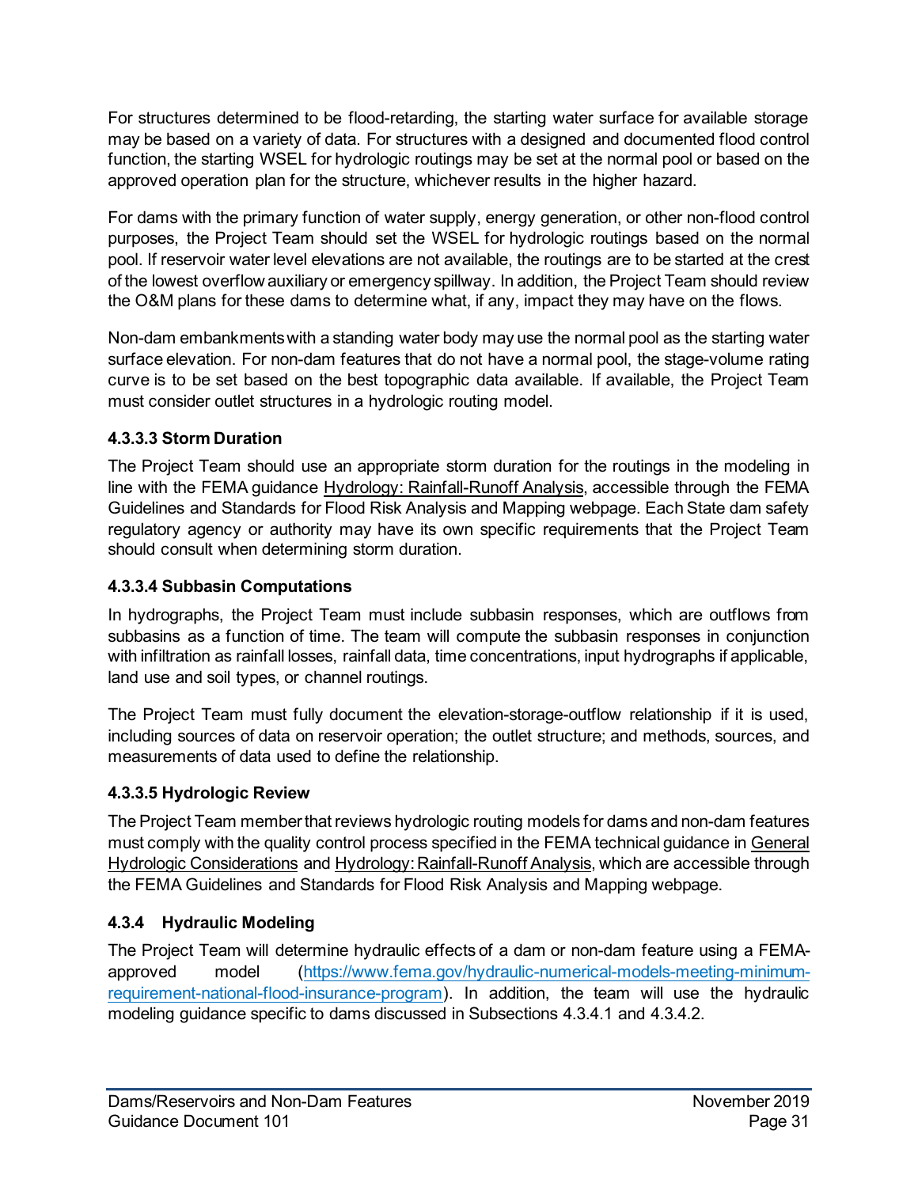For structures determined to be flood-retarding, the starting water surface for available storage may be based on a variety of data. For structures with a designed and documented flood control function, the starting WSEL for hydrologic routings may be set at the normal pool or based on the approved operation plan for the structure, whichever results in the higher hazard.

For dams with the primary function of water supply, energy generation, or other non-flood control purposes, the Project Team should set the WSEL for hydrologic routings based on the normal pool. If reservoir water level elevations are not available, the routings are to be started at the crest of the lowest overflow auxiliary or emergency spillway. In addition, the Project Team should review the O&M plans for these dams to determine what, if any, impact they may have on the flows.

Non-dam embankments with a standing water body may use the normal pool as the starting water surface elevation. For non-dam features that do not have a normal pool, the stage-volume rating curve is to be set based on the best topographic data available. If available, the Project Team must consider outlet structures in a hydrologic routing model.

#### 4.3.3.3 Storm Duration

The Project Team should use an appropriate storm duration for the routings in the modeling in line with the FEMA guidance Hydrology: Rainfall-Runoff Analysis, accessible through the FEMA Guidelines and Standards for Flood Risk Analysis and Mapping webpage. Each State dam safety regulatory agency or authority may have its own specific requirements that the Project Team should consult when determining storm duration.

#### 4.3.3.4 Subbasin Computations

In hydrographs, the Project Team must include subbasin responses, which are outflows from subbasins as a function of time. The team will compute the subbasin responses in conjunction with infiltration as rainfall losses, rainfall data, time concentrations, input hydrographs if applicable, land use and soil types, or channel routings.

The Project Team must fully document the elevation-storage-outflow relationship if it is used, including sources of data on reservoir operation; the outlet structure; and methods, sources, and measurements of data used to define the relationship.

#### 4.3.3.5 Hydrologic Review

The Project Team member that reviews hydrologic routing models for dams and non-dam features must comply with the quality control process specified in the FEMA technical guidance in General Hydrologic Considerations and Hydrology: Rainfall-Runoff Analysis, which are accessible through the FEMA Guidelines and Standards for Flood Risk Analysis and Mapping webpage.

### 4.3.4 Hydraulic Modeling

The Project Team will determine hydraulic effects of a dam or non-dam feature using a FEMA-approved model (https://www.fema.gov/hydraulic-numerical-models-meeting-minimum-requirement-national-flood-insurance-program). In addition, the team will use the hydraulic modeling guidance specific to dams discussed in Subsections 4.3.4.1 and 4.3.4.2.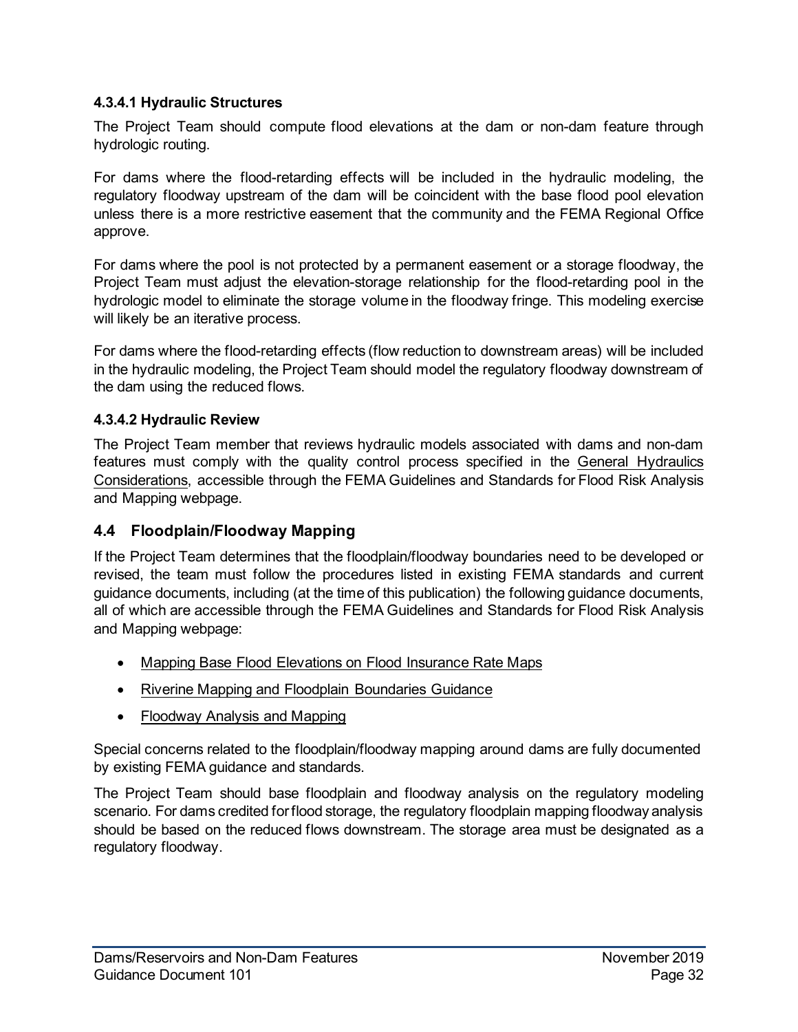#### 4.3.4.1 Hydraulic Structures

The Project Team should compute flood elevations at the dam or non-dam feature through hydrologic routing.

For dams where the flood-retarding effects will be included in the hydraulic modeling, the regulatory floodway upstream of the dam will be coincident with the base flood pool elevation unless there is a more restrictive easement that the community and the FEMA Regional Office approve.

For dams where the pool is not protected by a permanent easement or a storage floodway, the Project Team must adjust the elevation-storage relationship for the flood-retarding pool in the hydrologic model to eliminate the storage volume in the floodway fringe. This modeling exercise will likely be an iterative process.

For dams where the flood-retarding effects (flow reduction to downstream areas) will be included in the hydraulic modeling, the Project Team should model the regulatory floodway downstream of the dam using the reduced flows.

#### 4.3.4.2 Hydraulic Review

The Project Team member that reviews hydraulic models associated with dams and non-dam features must comply with the quality control process specified in the General Hydraulics Considerations, accessible through the FEMA Guidelines and Standards for Flood Risk Analysis and Mapping webpage.

## 4.4 Floodplain/Floodway Mapping

If the Project Team determines that the floodplain/floodway boundaries need to be developed or revised, the team must follow the procedures listed in existing FEMA standards and current guidance documents, including (at the time of this publication) the following guidance documents, all of which are accessible through the FEMA Guidelines and Standards for Flood Risk Analysis and Mapping webpage:

- Mapping Base Flood Elevations on Flood Insurance Rate Maps
- Riverine Mapping and Floodplain Boundaries Guidance
- Floodway Analysis and Mapping

Special concerns related to the floodplain/floodway mapping around dams are fully documented by existing FEMA guidance and standards.

The Project Team should base floodplain and floodway analysis on the regulatory modeling scenario. For dams credited for flood storage, the regulatory floodplain mapping floodway analysis should be based on the reduced flows downstream. The storage area must be designated as a regulatory floodway.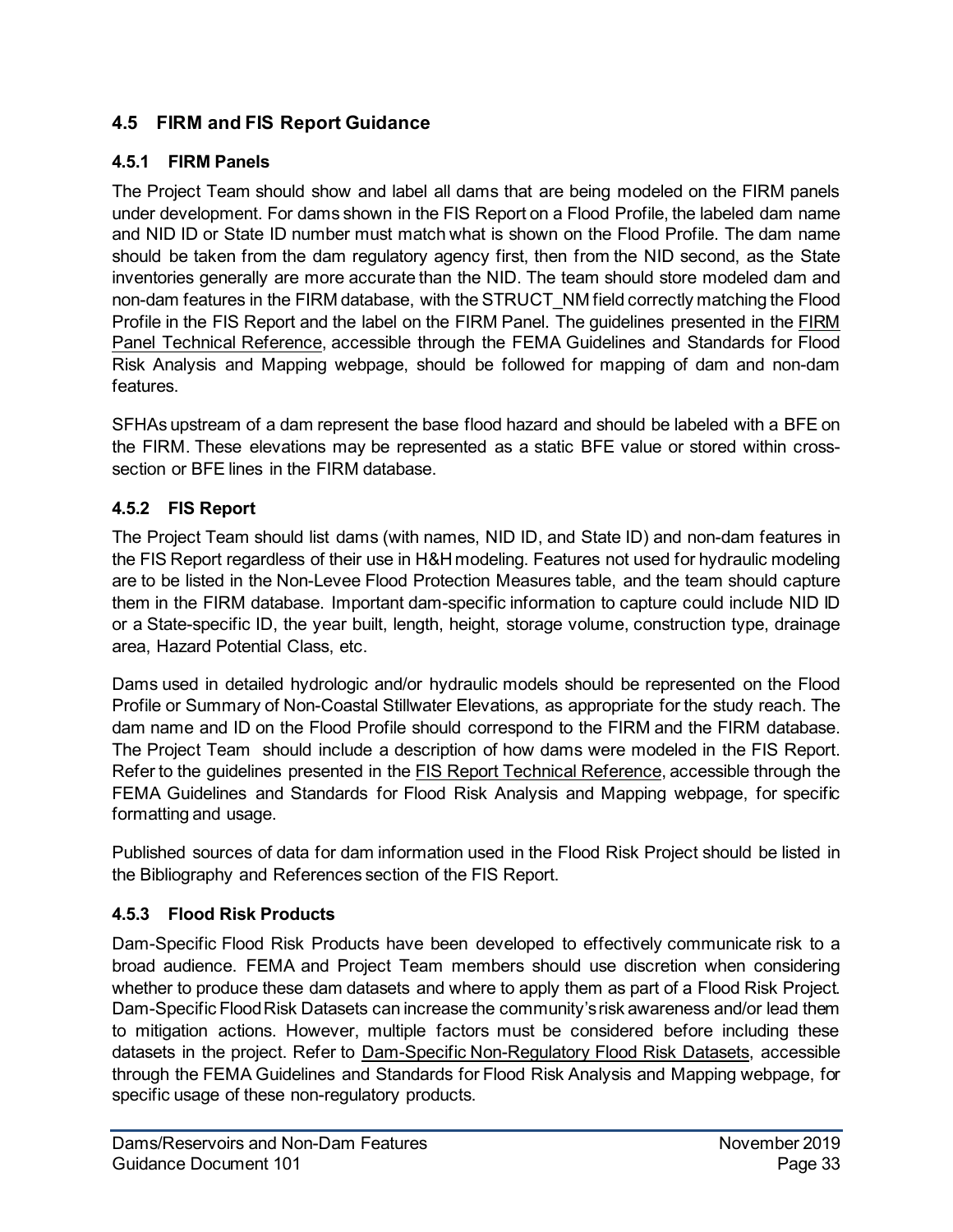## 4.5 FIRM and FIS Report Guidance

### 4.5.1 FIRM Panels

The Project Team should show and label all dams that are being modeled on the FIRM panels under development. For dams shown in the FIS Report on a Flood Profile, the labeled dam name and NID ID or State ID number must match what is shown on the Flood Profile. The dam name should be taken from the dam regulatory agency first, then from the NID second, as the State inventories generally are more accurate than the NID. The team should store modeled dam and non-dam features in the FIRM database, with the STRUCT_NM field correctly matching the Flood Profile in the FIS Report and the label on the FIRM Panel. The guidelines presented in the FIRM Panel Technical Reference, accessible through the FEMA Guidelines and Standards for Flood Risk Analysis and Mapping webpage, should be followed for mapping of dam and non-dam features.

SFHAs upstream of a dam represent the base flood hazard and should be labeled with a BFE on the FIRM. These elevations may be represented as a static BFE value or stored within cross-section or BFE lines in the FIRM database.

### 4.5.2 FIS Report

The Project Team should list dams (with names, NID ID, and State ID) and non-dam features in the FIS Report regardless of their use in H&H modeling. Features not used for hydraulic modeling are to be listed in the Non-Levee Flood Protection Measures table, and the team should capture them in the FIRM database. Important dam-specific information to capture could include NID ID or a State-specific ID, the year built, length, height, storage volume, construction type, drainage area, Hazard Potential Class, etc.

Dams used in detailed hydrologic and/or hydraulic models should be represented on the Flood Profile or Summary of Non-Coastal Stillwater Elevations, as appropriate for the study reach. The dam name and ID on the Flood Profile should correspond to the FIRM and the FIRM database. The Project Team should include a description of how dams were modeled in the FIS Report. Refer to the guidelines presented in the FIS Report Technical Reference, accessible through the FEMA Guidelines and Standards for Flood Risk Analysis and Mapping webpage, for specific formatting and usage.

Published sources of data for dam information used in the Flood Risk Project should be listed in the Bibliography and References section of the FIS Report.

### 4.5.3 Flood Risk Products

Dam-Specific Flood Risk Products have been developed to effectively communicate risk to a broad audience. FEMA and Project Team members should use discretion when considering whether to produce these dam datasets and where to apply them as part of a Flood Risk Project. Dam-Specific Flood Risk Datasets can increase the community's risk awareness and/or lead them to mitigation actions. However, multiple factors must be considered before including these datasets in the project. Refer to Dam-Specific Non-Regulatory Flood Risk Datasets, accessible through the FEMA Guidelines and Standards for Flood Risk Analysis and Mapping webpage, for specific usage of these non-regulatory products.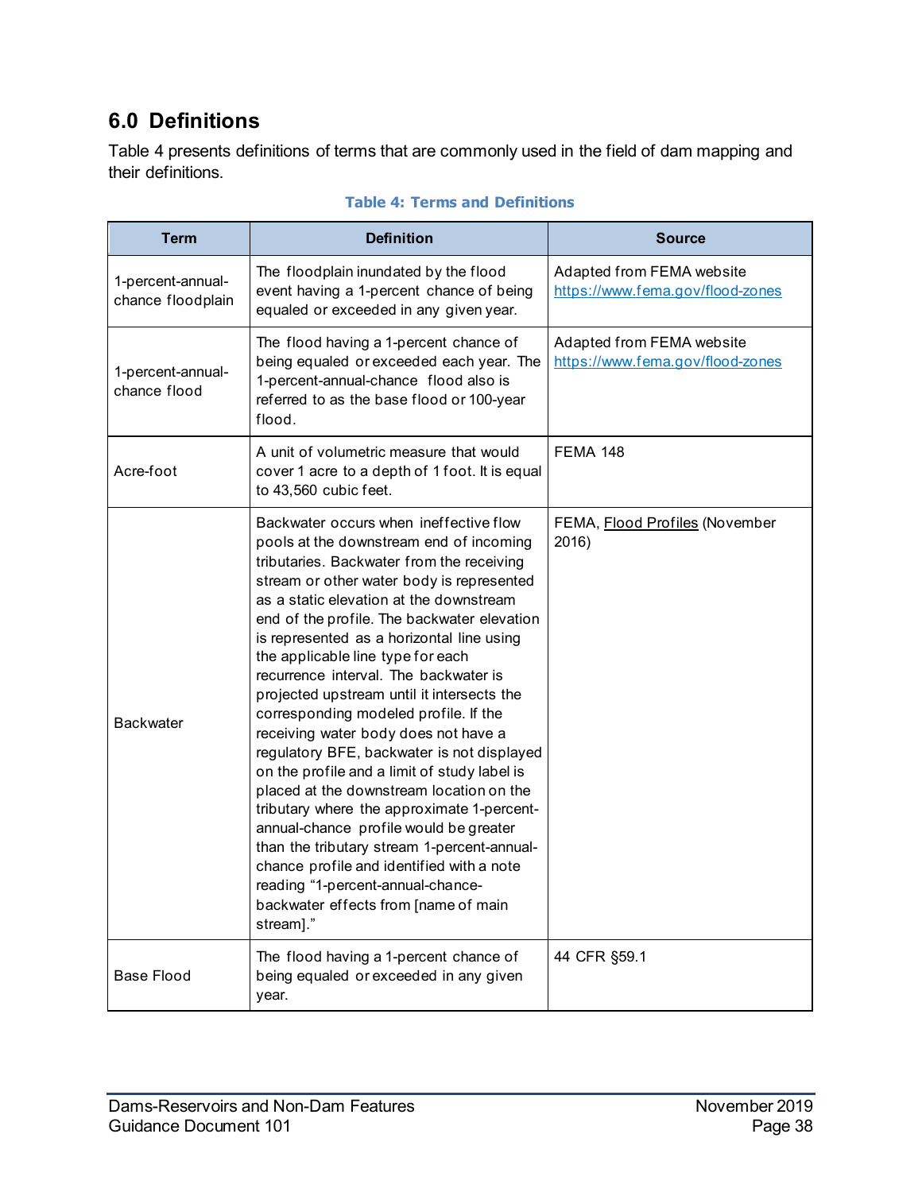## 6.0 Definitions

Table 4 presents definitions of terms that are commonly used in the field of dam mapping and their definitions.

**Table 4: Terms and Definitions**

| Term | Definition | Source |
|---|---|---|
| 1-percent-annual-chance floodplain | The floodplain inundated by the flood event having a 1-percent chance of being equaled or exceeded in any given year. | Adapted from FEMA website https://www.fema.gov/flood-zones |
| 1-percent-annual-chance flood | The flood having a 1-percent chance of being equaled or exceeded each year. The 1-percent-annual-chance flood also is referred to as the base flood or 100-year flood. | Adapted from FEMA website https://www.fema.gov/flood-zones |
| Acre-foot | A unit of volumetric measure that would cover 1 acre to a depth of 1 foot. It is equal to 43,560 cubic feet. | FEMA 148 |
| Backwater | Backwater occurs when ineffective flow pools at the downstream end of incoming tributaries. Backwater from the receiving stream or other water body is represented as a static elevation at the downstream end of the profile. The backwater elevation is represented as a horizontal line using the applicable line type for each recurrence interval. The backwater is projected upstream until it intersects the corresponding modeled profile. If the receiving water body does not have a regulatory BFE, backwater is not displayed on the profile and a limit of study label is placed at the downstream location on the tributary where the approximate 1-percent-annual-chance profile would be greater than the tributary stream 1-percent-annual-chance profile and identified with a note reading "1-percent-annual-chance-backwater effects from [name of main stream]." | FEMA, Flood Profiles (November 2016) |
| Base Flood | The flood having a 1-percent chance of being equaled or exceeded in any given year. | 44 CFR §59.1 |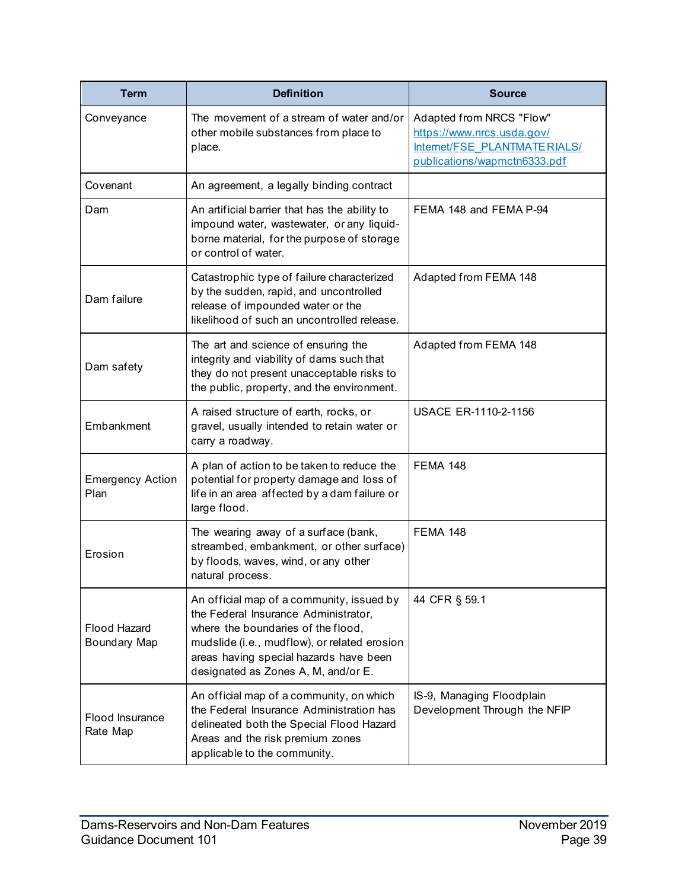| Term | Definition | Source |
|---|---|---|
| Conveyance | The movement of a stream of water and/or other mobile substances from place to place. | Adapted from NRCS "Flow" https://www.nrcs.usda.gov/Internet/FSE_PLANTMATERIALS/publications/wapmctn6333.pdf |
| Covenant | An agreement, a legally binding contract | |
| Dam | An artificial barrier that has the ability to impound water, wastewater, or any liquid-borne material, for the purpose of storage or control of water. | FEMA 148 and FEMA P-94 |
| Dam failure | Catastrophic type of failure characterized by the sudden, rapid, and uncontrolled release of impounded water or the likelihood of such an uncontrolled release. | Adapted from FEMA 148 |
| Dam safety | The art and science of ensuring the integrity and viability of dams such that they do not present unacceptable risks to the public, property, and the environment. | Adapted from FEMA 148 |
| Embankment | A raised structure of earth, rocks, or gravel, usually intended to retain water or carry a roadway. | USACE ER-1110-2-1156 |
| Emergency Action Plan | A plan of action to be taken to reduce the potential for property damage and loss of life in an area affected by a dam failure or large flood. | FEMA 148 |
| Erosion | The wearing away of a surface (bank, streambed, embankment, or other surface) by floods, waves, wind, or any other natural process. | FEMA 148 |
| Flood Hazard Boundary Map | An official map of a community, issued by the Federal Insurance Administrator, where the boundaries of the flood, mudslide (i.e., mudflow), or related erosion areas having special hazards have been designated as Zones A, M, and/or E. | 44 CFR § 59.1 |
| Flood Insurance Rate Map | An official map of a community, on which the Federal Insurance Administration has delineated both the Special Flood Hazard Areas and the risk premium zones applicable to the community. | IS-9, Managing Floodplain Development Through the NFIP |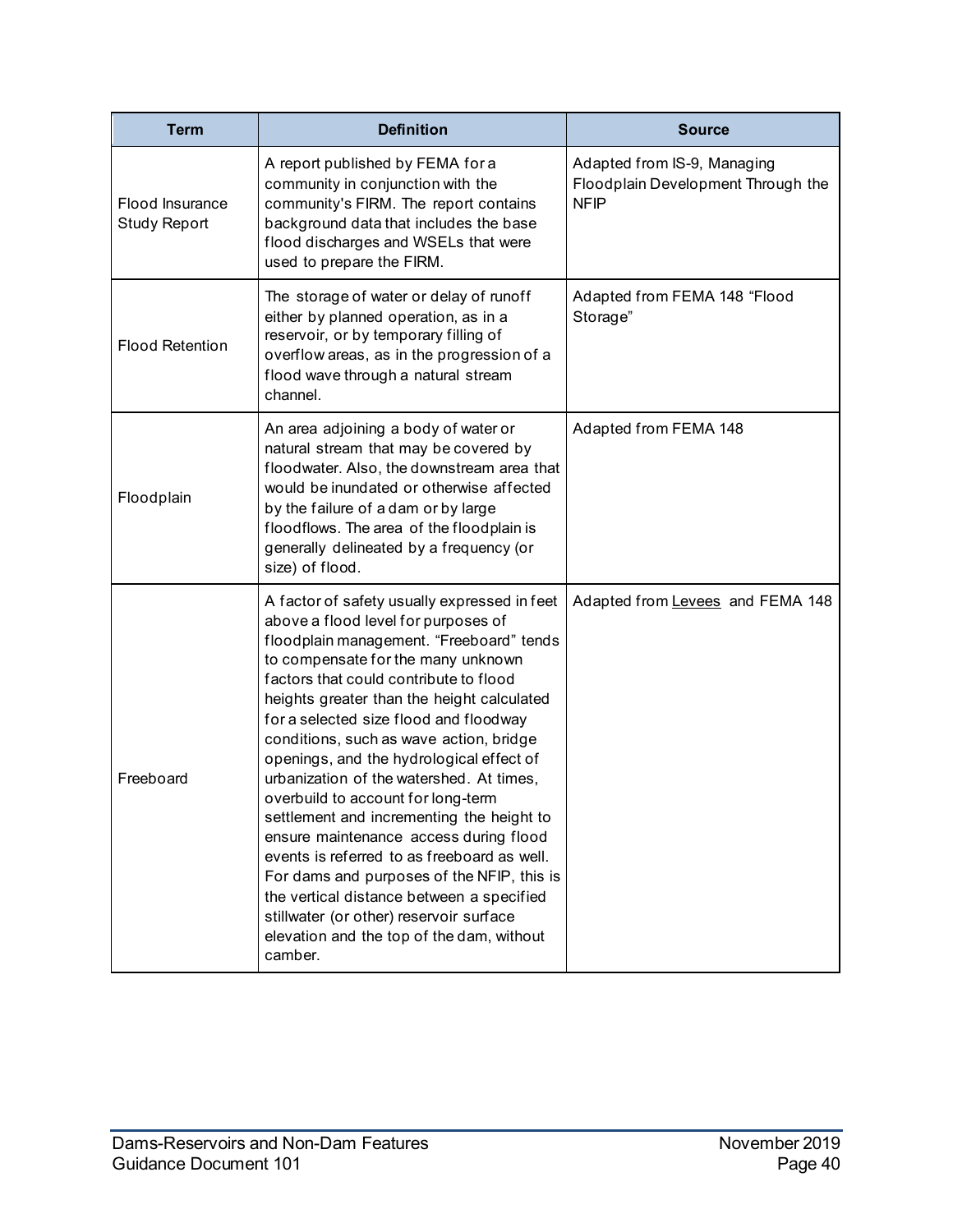| Term | Definition | Source |
|---|---|---|
| Flood Insurance Study Report | A report published by FEMA for a community in conjunction with the community's FIRM. The report contains background data that includes the base flood discharges and WSELs that were used to prepare the FIRM. | Adapted from IS-9, Managing Floodplain Development Through the NFIP |
| Flood Retention | The storage of water or delay of runoff either by planned operation, as in a reservoir, or by temporary filling of overflow areas, as in the progression of a flood wave through a natural stream channel. | Adapted from FEMA 148 "Flood Storage" |
| Floodplain | An area adjoining a body of water or natural stream that may be covered by floodwater. Also, the downstream area that would be inundated or otherwise affected by the failure of a dam or by large floodflows. The area of the floodplain is generally delineated by a frequency (or size) of flood. | Adapted from FEMA 148 |
| Freeboard | A factor of safety usually expressed in feet above a flood level for purposes of floodplain management. "Freeboard" tends to compensate for the many unknown factors that could contribute to flood heights greater than the height calculated for a selected size flood and floodway conditions, such as wave action, bridge openings, and the hydrological effect of urbanization of the watershed. At times, overbuild to account for long-term settlement and incrementing the height to ensure maintenance access during flood events is referred to as freeboard as well. For dams and purposes of the NFIP, this is the vertical distance between a specified stillwater (or other) reservoir surface elevation and the top of the dam, without camber. | Adapted from Levees and FEMA 148 |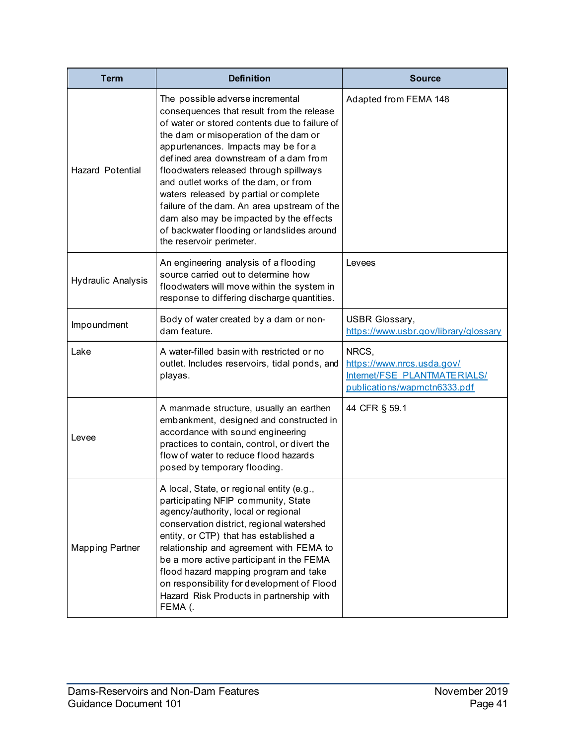| Term | Definition | Source |
| --- | --- | --- |
| Hazard Potential | The possible adverse incremental consequences that result from the release of water or stored contents due to failure of the dam or misoperation of the dam or appurtenances. Impacts may be for a defined area downstream of a dam from floodwaters released through spillways and outlet works of the dam, or from waters released by partial or complete failure of the dam. An area upstream of the dam also may be impacted by the effects of backwater flooding or landslides around the reservoir perimeter. | Adapted from FEMA 148 |
| Hydraulic Analysis | An engineering analysis of a flooding source carried out to determine how floodwaters will move within the system in response to differing discharge quantities. | Levees |
| Impoundment | Body of water created by a dam or non-dam feature. | USBR Glossary, https://www.usbr.gov/library/glossary |
| Lake | A water-filled basin with restricted or no outlet. Includes reservoirs, tidal ponds, and playas. | NRCS, https://www.nrcs.usda.gov/Internet/FSE_PLANTMATERIALS/publications/wapmctn6333.pdf |
| Levee | A manmade structure, usually an earthen embankment, designed and constructed in accordance with sound engineering practices to contain, control, or divert the flow of water to reduce flood hazards posed by temporary flooding. | 44 CFR § 59.1 |
| Mapping Partner | A local, State, or regional entity (e.g., participating NFIP community, State agency/authority, local or regional conservation district, regional watershed entity, or CTP) that has established a relationship and agreement with FEMA to be a more active participant in the FEMA flood hazard mapping program and take on responsibility for development of Flood Hazard Risk Products in partnership with FEMA (. | |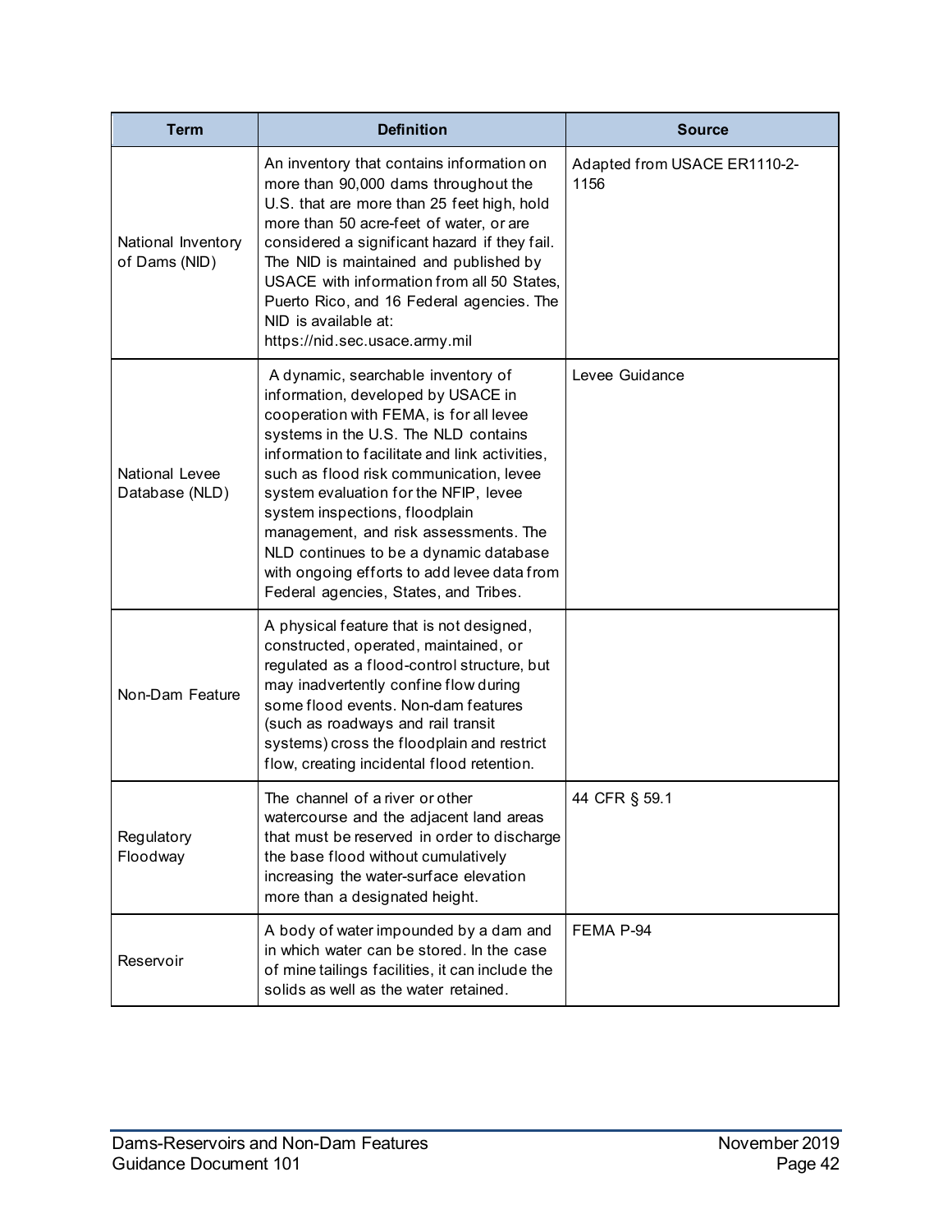| Term | Definition | Source |
| --- | --- | --- |
| National Inventory of Dams (NID) | An inventory that contains information on more than 90,000 dams throughout the U.S. that are more than 25 feet high, hold more than 50 acre-feet of water, or are considered a significant hazard if they fail. The NID is maintained and published by USACE with information from all 50 States, Puerto Rico, and 16 Federal agencies. The NID is available at: https://nid.sec.usace.army.mil | Adapted from USACE ER1110-2-1156 |
| National Levee Database (NLD) | A dynamic, searchable inventory of information, developed by USACE in cooperation with FEMA, is for all levee systems in the U.S. The NLD contains information to facilitate and link activities, such as flood risk communication, levee system evaluation for the NFIP, levee system inspections, floodplain management, and risk assessments. The NLD continues to be a dynamic database with ongoing efforts to add levee data from Federal agencies, States, and Tribes. | Levee Guidance |
| Non-Dam Feature | A physical feature that is not designed, constructed, operated, maintained, or regulated as a flood-control structure, but may inadvertently confine flow during some flood events. Non-dam features (such as roadways and rail transit systems) cross the floodplain and restrict flow, creating incidental flood retention. | |
| Regulatory Floodway | The channel of a river or other watercourse and the adjacent land areas that must be reserved in order to discharge the base flood without cumulatively increasing the water-surface elevation more than a designated height. | 44 CFR § 59.1 |
| Reservoir | A body of water impounded by a dam and in which water can be stored. In the case of mine tailings facilities, it can include the solids as well as the water retained. | FEMA P-94 |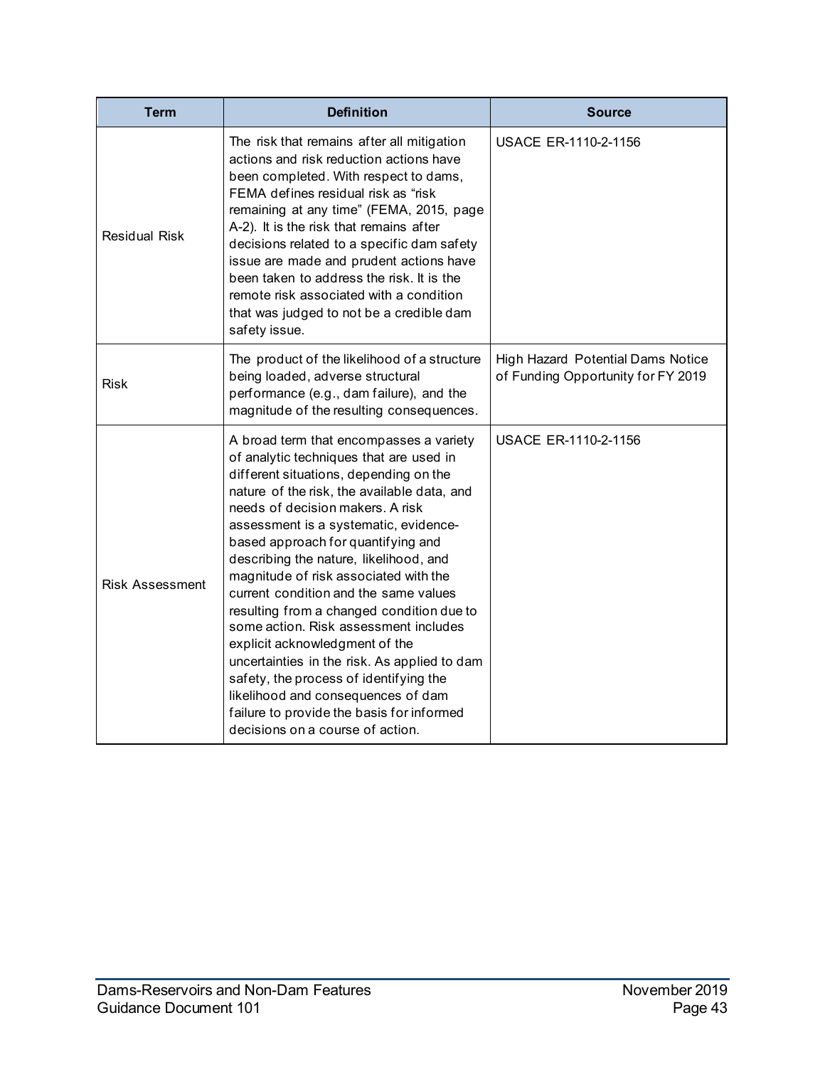| Term | Definition | Source |
| --- | --- | --- |
| Residual Risk | The risk that remains after all mitigation actions and risk reduction actions have been completed. With respect to dams, FEMA defines residual risk as "risk remaining at any time" (FEMA, 2015, page A-2). It is the risk that remains after decisions related to a specific dam safety issue are made and prudent actions have been taken to address the risk. It is the remote risk associated with a condition that was judged to not be a credible dam safety issue. | USACE ER-1110-2-1156 |
| Risk | The product of the likelihood of a structure being loaded, adverse structural performance (e.g., dam failure), and the magnitude of the resulting consequences. | High Hazard Potential Dams Notice of Funding Opportunity for FY 2019 |
| Risk Assessment | A broad term that encompasses a variety of analytic techniques that are used in different situations, depending on the nature of the risk, the available data, and needs of decision makers. A risk assessment is a systematic, evidence-based approach for quantifying and describing the nature, likelihood, and magnitude of risk associated with the current condition and the same values resulting from a changed condition due to some action. Risk assessment includes explicit acknowledgment of the uncertainties in the risk. As applied to dam safety, the process of identifying the likelihood and consequences of dam failure to provide the basis for informed decisions on a course of action. | USACE ER-1110-2-1156 |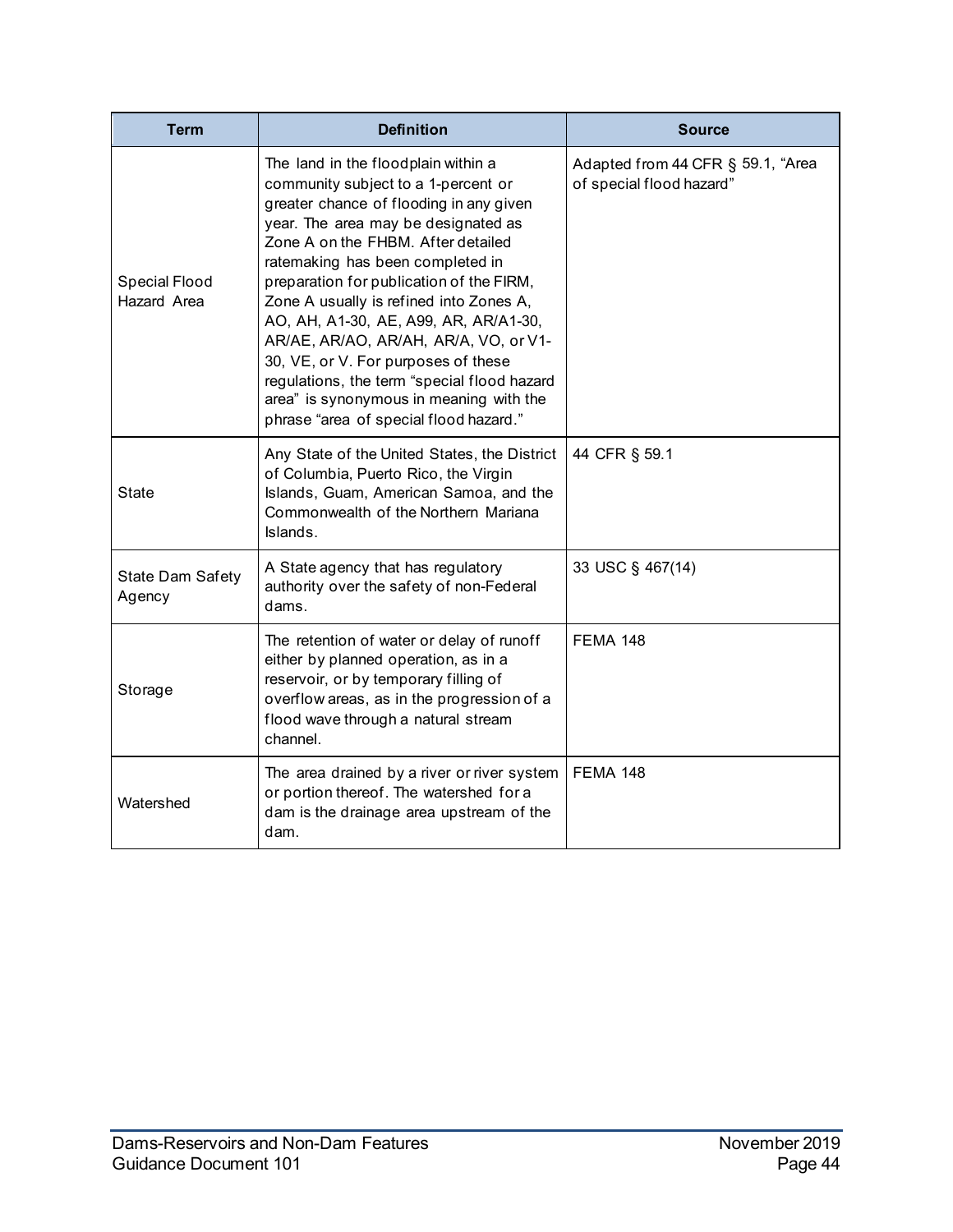| Term | Definition | Source |
| --- | --- | --- |
| Special Flood Hazard Area | The land in the floodplain within a community subject to a 1-percent or greater chance of flooding in any given year. The area may be designated as Zone A on the FHBM. After detailed ratemaking has been completed in preparation for publication of the FIRM, Zone A usually is refined into Zones A, AO, AH, A1-30, AE, A99, AR, AR/A1-30, AR/AE, AR/AO, AR/AH, AR/A, VO, or V1-30, VE, or V. For purposes of these regulations, the term "special flood hazard area" is synonymous in meaning with the phrase "area of special flood hazard." | Adapted from 44 CFR § 59.1, "Area of special flood hazard" |
| State | Any State of the United States, the District of Columbia, Puerto Rico, the Virgin Islands, Guam, American Samoa, and the Commonwealth of the Northern Mariana Islands. | 44 CFR § 59.1 |
| State Dam Safety Agency | A State agency that has regulatory authority over the safety of non-Federal dams. | 33 USC § 467(14) |
| Storage | The retention of water or delay of runoff either by planned operation, as in a reservoir, or by temporary filling of overflow areas, as in the progression of a flood wave through a natural stream channel. | FEMA 148 |
| Watershed | The area drained by a river or river system or portion thereof. The watershed for a dam is the drainage area upstream of the dam. | FEMA 148 |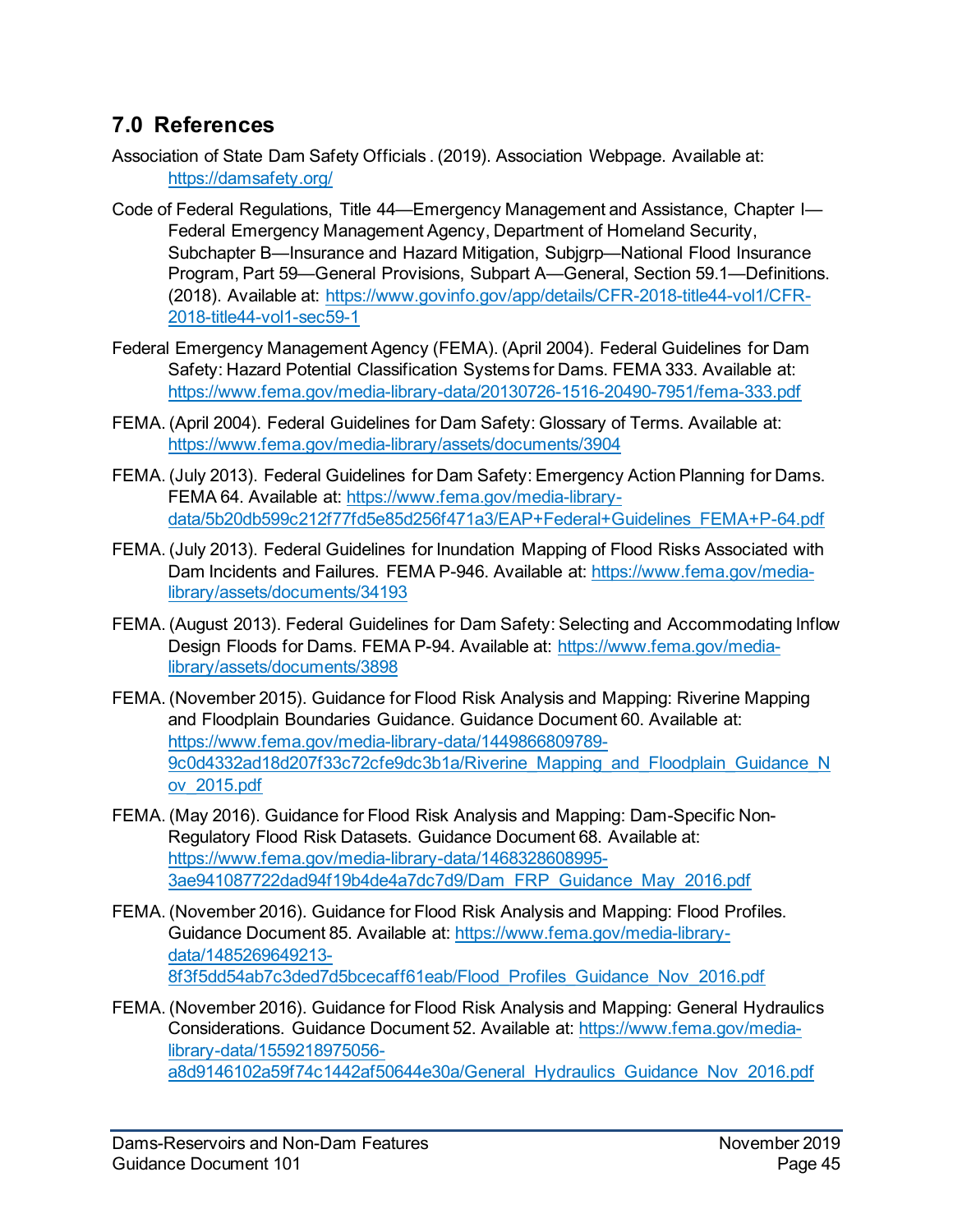## 7.0 References

Association of State Dam Safety Officials . (2019). Association Webpage. Available at: https://damsafety.org/

Code of Federal Regulations, Title 44—Emergency Management and Assistance, Chapter I—Federal Emergency Management Agency, Department of Homeland Security, Subchapter B—Insurance and Hazard Mitigation, Subjgrp—National Flood Insurance Program, Part 59—General Provisions, Subpart A—General, Section 59.1—Definitions. (2018). Available at: https://www.govinfo.gov/app/details/CFR-2018-title44-vol1/CFR-2018-title44-vol1-sec59-1

Federal Emergency Management Agency (FEMA). (April 2004). Federal Guidelines for Dam Safety: Hazard Potential Classification Systems for Dams. FEMA 333. Available at: https://www.fema.gov/media-library-data/20130726-1516-20490-7951/fema-333.pdf

FEMA. (April 2004). Federal Guidelines for Dam Safety: Glossary of Terms. Available at: https://www.fema.gov/media-library/assets/documents/3904

FEMA. (July 2013). Federal Guidelines for Dam Safety: Emergency Action Planning for Dams. FEMA 64. Available at: https://www.fema.gov/media-library-data/5b20db599c212f77fd5e85d256f471a3/EAP+Federal+Guidelines_FEMA+P-64.pdf

FEMA. (July 2013). Federal Guidelines for Inundation Mapping of Flood Risks Associated with Dam Incidents and Failures. FEMA P-946. Available at: https://www.fema.gov/media-library/assets/documents/34193

FEMA. (August 2013). Federal Guidelines for Dam Safety: Selecting and Accommodating Inflow Design Floods for Dams. FEMA P-94. Available at: https://www.fema.gov/media-library/assets/documents/3898

FEMA. (November 2015). Guidance for Flood Risk Analysis and Mapping: Riverine Mapping and Floodplain Boundaries Guidance. Guidance Document 60. Available at: https://www.fema.gov/media-library-data/1449866809789-9c0d4332ad18d207f33c72cfe9dc3b1a/Riverine_Mapping_and_Floodplain_Guidance_Nov_2015.pdf

FEMA. (May 2016). Guidance for Flood Risk Analysis and Mapping: Dam-Specific Non-Regulatory Flood Risk Datasets. Guidance Document 68. Available at: https://www.fema.gov/media-library-data/1468328608995-3ae941087722dad94f19b4de4a7dc7d9/Dam_FRP_Guidance_May_2016.pdf

FEMA. (November 2016). Guidance for Flood Risk Analysis and Mapping: Flood Profiles. Guidance Document 85. Available at: https://www.fema.gov/media-library-data/1485269649213-8f3f5dd54ab7c3ded7d5bcecaff61eab/Flood_Profiles_Guidance_Nov_2016.pdf

FEMA. (November 2016). Guidance for Flood Risk Analysis and Mapping: General Hydraulics Considerations. Guidance Document 52. Available at: https://www.fema.gov/media-library-data/1559218975056-a8d9146102a59f74c1442af50644e30a/General_Hydraulics_Guidance_Nov_2016.pdf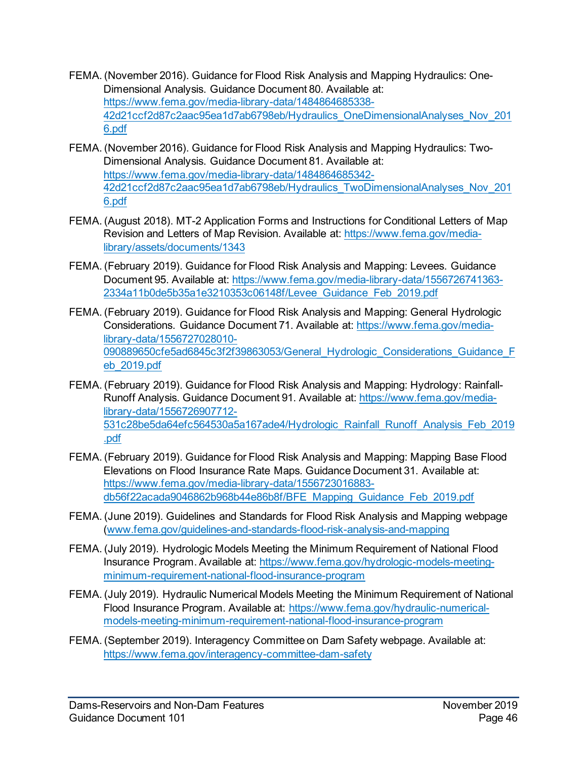FEMA. (November 2016). Guidance for Flood Risk Analysis and Mapping Hydraulics: One-Dimensional Analysis. Guidance Document 80. Available at: https://www.fema.gov/media-library-data/1484864685338-42d21ccf2d87c2aac95ea1d7ab6798eb/Hydraulics_OneDimensionalAnalyses_Nov_2016.pdf

FEMA. (November 2016). Guidance for Flood Risk Analysis and Mapping Hydraulics: Two-Dimensional Analysis. Guidance Document 81. Available at: https://www.fema.gov/media-library-data/1484864685342-42d21ccf2d87c2aac95ea1d7ab6798eb/Hydraulics_TwoDimensionalAnalyses_Nov_2016.pdf

FEMA. (August 2018). MT-2 Application Forms and Instructions for Conditional Letters of Map Revision and Letters of Map Revision. Available at: https://www.fema.gov/media-library/assets/documents/1343

FEMA. (February 2019). Guidance for Flood Risk Analysis and Mapping: Levees. Guidance Document 95. Available at: https://www.fema.gov/media-library-data/1556726741363-2334a11b0de5b35a1e3210353c06148f/Levee_Guidance_Feb_2019.pdf

FEMA. (February 2019). Guidance for Flood Risk Analysis and Mapping: General Hydrologic Considerations. Guidance Document 71. Available at: https://www.fema.gov/media-library-data/1556727028010-090889650cfe5ad6845c3f2f39863053/General_Hydrologic_Considerations_Guidance_Feb_2019.pdf

FEMA. (February 2019). Guidance for Flood Risk Analysis and Mapping: Hydrology: Rainfall-Runoff Analysis. Guidance Document 91. Available at: https://www.fema.gov/media-library-data/1556726907712-531c28be5da64efc564530a5a167ade4/Hydrologic_Rainfall_Runoff_Analysis_Feb_2019.pdf

FEMA. (February 2019). Guidance for Flood Risk Analysis and Mapping: Mapping Base Flood Elevations on Flood Insurance Rate Maps. Guidance Document 31. Available at: https://www.fema.gov/media-library-data/1556723016883-db56f22acada9046862b968b44e86b8f/BFE_Mapping_Guidance_Feb_2019.pdf

FEMA. (June 2019). Guidelines and Standards for Flood Risk Analysis and Mapping webpage (www.fema.gov/guidelines-and-standards-flood-risk-analysis-and-mapping

FEMA. (July 2019). Hydrologic Models Meeting the Minimum Requirement of National Flood Insurance Program. Available at: https://www.fema.gov/hydrologic-models-meeting-minimum-requirement-national-flood-insurance-program

FEMA. (July 2019). Hydraulic Numerical Models Meeting the Minimum Requirement of National Flood Insurance Program. Available at: https://www.fema.gov/hydraulic-numerical-models-meeting-minimum-requirement-national-flood-insurance-program

FEMA. (September 2019). Interagency Committee on Dam Safety webpage. Available at: https://www.fema.gov/interagency-committee-dam-safety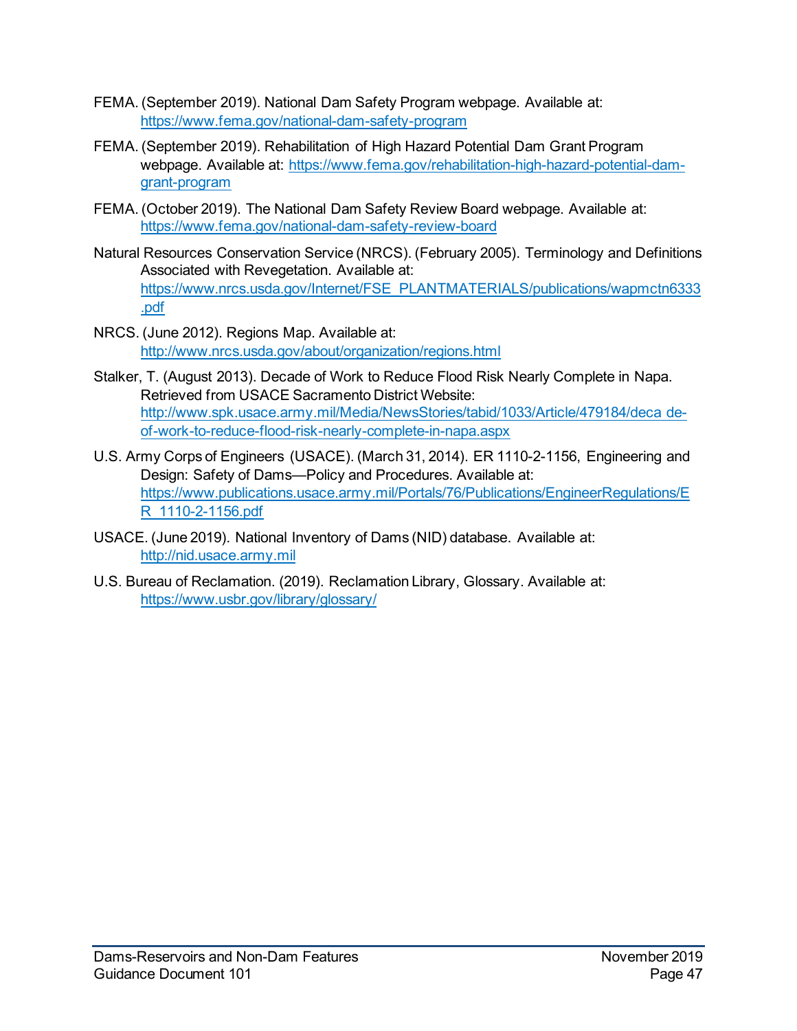FEMA. (September 2019). National Dam Safety Program webpage. Available at: https://www.fema.gov/national-dam-safety-program

FEMA. (September 2019). Rehabilitation of High Hazard Potential Dam Grant Program webpage. Available at: https://www.fema.gov/rehabilitation-high-hazard-potential-dam-grant-program

FEMA. (October 2019). The National Dam Safety Review Board webpage. Available at: https://www.fema.gov/national-dam-safety-review-board

Natural Resources Conservation Service (NRCS). (February 2005). Terminology and Definitions Associated with Revegetation. Available at: https://www.nrcs.usda.gov/Internet/FSE_PLANTMATERIALS/publications/wapmctn6333.pdf

NRCS. (June 2012). Regions Map. Available at: http://www.nrcs.usda.gov/about/organization/regions.html

Stalker, T. (August 2013). Decade of Work to Reduce Flood Risk Nearly Complete in Napa. Retrieved from USACE Sacramento District Website: http://www.spk.usace.army.mil/Media/NewsStories/tabid/1033/Article/479184/decade-of-work-to-reduce-flood-risk-nearly-complete-in-napa.aspx

U.S. Army Corps of Engineers (USACE). (March 31, 2014). ER 1110-2-1156, Engineering and Design: Safety of Dams—Policy and Procedures. Available at: https://www.publications.usace.army.mil/Portals/76/Publications/EngineerRegulations/ER_1110-2-1156.pdf

USACE. (June 2019). National Inventory of Dams (NID) database. Available at: http://nid.usace.army.mil

U.S. Bureau of Reclamation. (2019). Reclamation Library, Glossary. Available at: https://www.usbr.gov/library/glossary/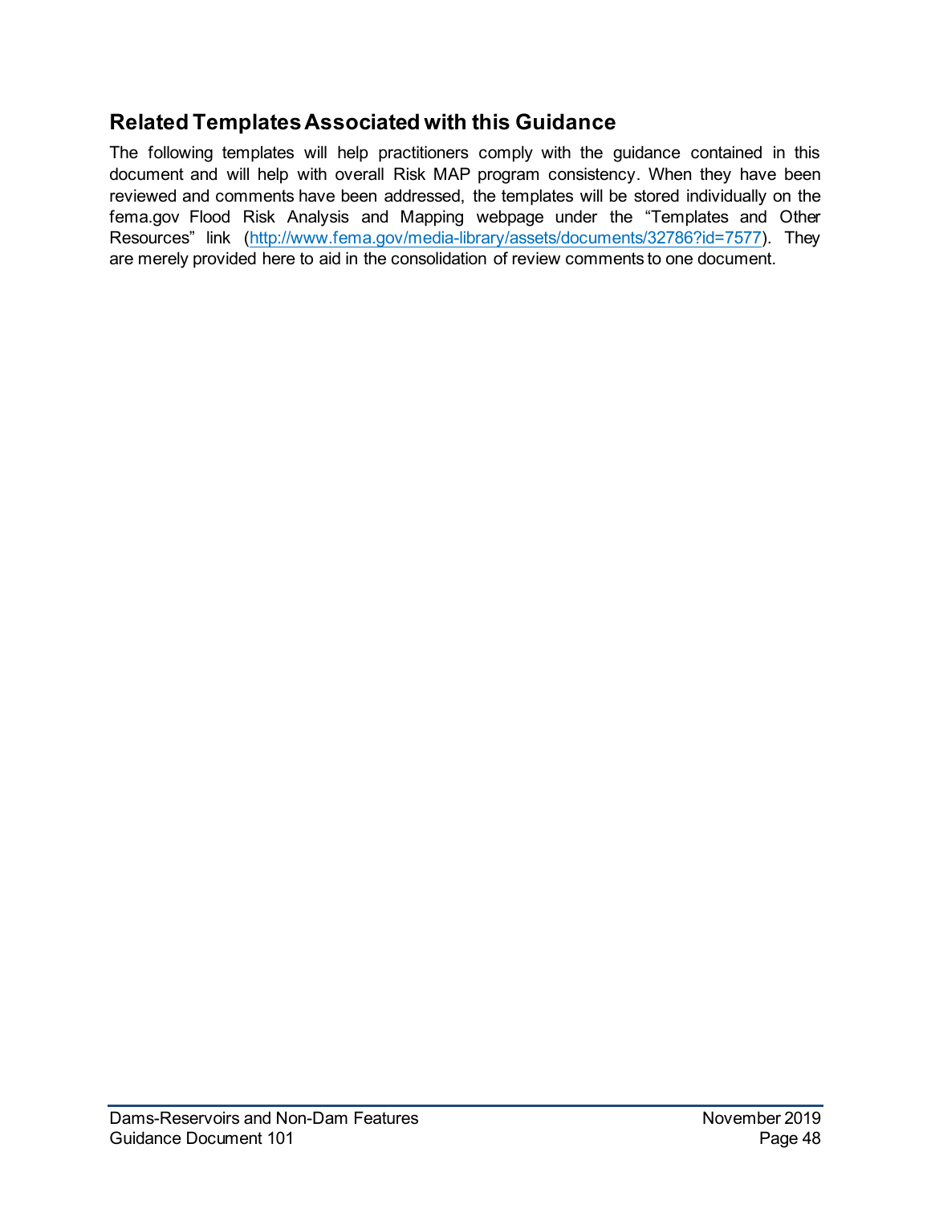## Related Templates Associated with this Guidance

The following templates will help practitioners comply with the guidance contained in this document and will help with overall Risk MAP program consistency. When they have been reviewed and comments have been addressed, the templates will be stored individually on the fema.gov Flood Risk Analysis and Mapping webpage under the "Templates and Other Resources" link ([http://www.fema.gov/media-library/assets/documents/32786?id=7577](http://www.fema.gov/media-library/assets/documents/32786?id=7577)). They are merely provided here to aid in the consolidation of review comments to one document.